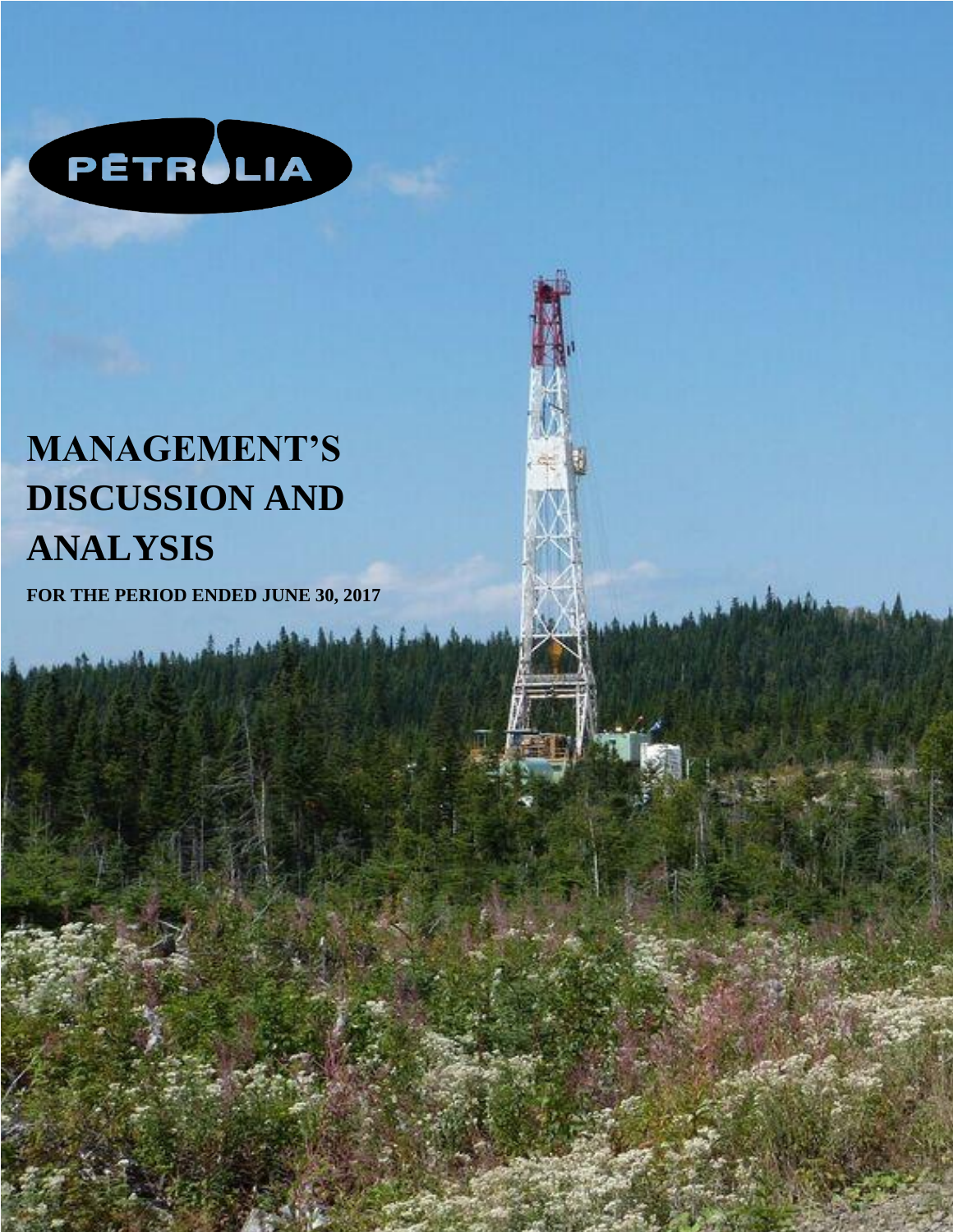PÉTROLIA

# MANAGEMENT'S DISCUSSION AND ANALYSIS

**FOR THE PERIOD ENDED JUNE 30, 2017**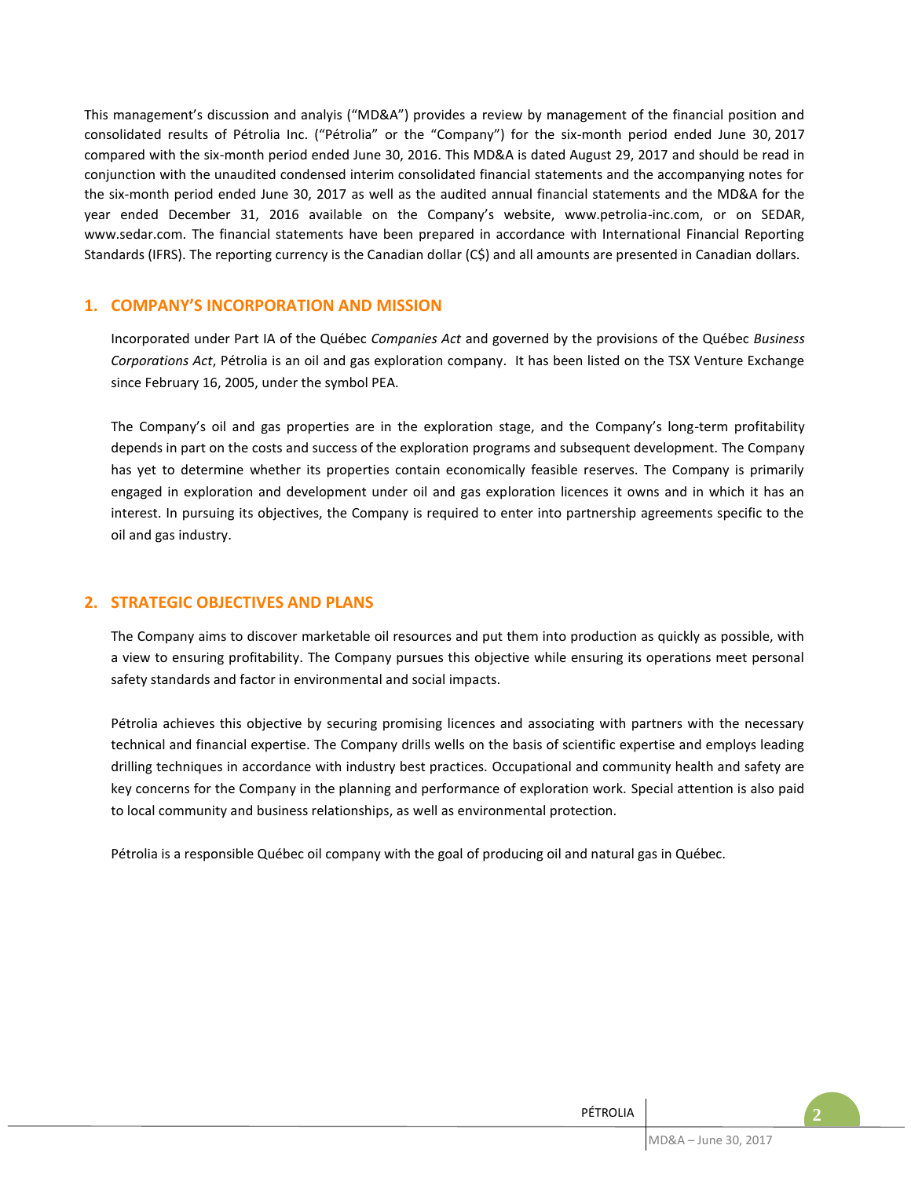This management's discussion and analysis ("MD&A") provides a review by management of the financial position and consolidated results of Pétrolia Inc. ("Pétrolia" or the "Company") for the six-month period ended June 30, 2017 compared with the six-month period ended June 30, 2016. This MD&A is dated August 29, 2017 and should be read in conjunction with the unaudited condensed interim consolidated financial statements and the accompanying notes for the six-month period ended June 30, 2017 as well as the audited annual financial statements and the MD&A for the year ended December 31, 2016 available on the Company's website, www.petrolia-inc.com, or on SEDAR, www.sedar.com. The financial statements have been prepared in accordance with International Financial Reporting Standards (IFRS). The reporting currency is the Canadian dollar (C$) and all amounts are presented in Canadian dollars.

## 1. COMPANY'S INCORPORATION AND MISSION

Incorporated under Part IA of the Québec *Companies Act* and governed by the provisions of the Québec *Business Corporations Act*, Pétrolia is an oil and gas exploration company. It has been listed on the TSX Venture Exchange since February 16, 2005, under the symbol PEA.

The Company's oil and gas properties are in the exploration stage, and the Company's long-term profitability depends in part on the costs and success of the exploration programs and subsequent development. The Company has yet to determine whether its properties contain economically feasible reserves. The Company is primarily engaged in exploration and development under oil and gas exploration licences it owns and in which it has an interest. In pursuing its objectives, the Company is required to enter into partnership agreements specific to the oil and gas industry.

## 2. STRATEGIC OBJECTIVES AND PLANS

The Company aims to discover marketable oil resources and put them into production as quickly as possible, with a view to ensuring profitability. The Company pursues this objective while ensuring its operations meet personal safety standards and factor in environmental and social impacts.

Pétrolia achieves this objective by securing promising licences and associating with partners with the necessary technical and financial expertise. The Company drills wells on the basis of scientific expertise and employs leading drilling techniques in accordance with industry best practices. Occupational and community health and safety are key concerns for the Company in the planning and performance of exploration work. Special attention is also paid to local community and business relationships, as well as environmental protection.

Pétrolia is a responsible Québec oil company with the goal of producing oil and natural gas in Québec.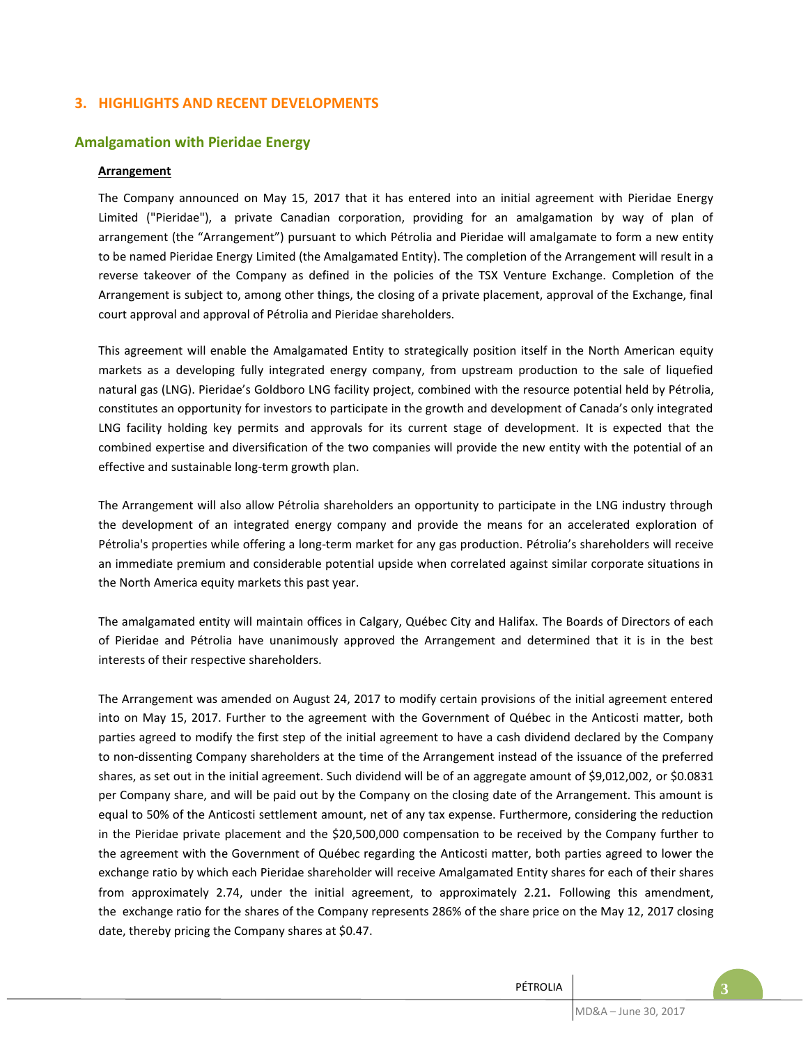## 3. HIGHLIGHTS AND RECENT DEVELOPMENTS

### Amalgamation with Pieridae Energy

**Arrangement**

The Company announced on May 15, 2017 that it has entered into an initial agreement with Pieridae Energy Limited ("Pieridae"), a private Canadian corporation, providing for an amalgamation by way of plan of arrangement (the "Arrangement") pursuant to which Pétrolia and Pieridae will amalgamate to form a new entity to be named Pieridae Energy Limited (the Amalgamated Entity). The completion of the Arrangement will result in a reverse takeover of the Company as defined in the policies of the TSX Venture Exchange. Completion of the Arrangement is subject to, among other things, the closing of a private placement, approval of the Exchange, final court approval and approval of Pétrolia and Pieridae shareholders.

This agreement will enable the Amalgamated Entity to strategically position itself in the North American equity markets as a developing fully integrated energy company, from upstream production to the sale of liquefied natural gas (LNG). Pieridae's Goldboro LNG facility project, combined with the resource potential held by Pétrolia, constitutes an opportunity for investors to participate in the growth and development of Canada's only integrated LNG facility holding key permits and approvals for its current stage of development. It is expected that the combined expertise and diversification of the two companies will provide the new entity with the potential of an effective and sustainable long-term growth plan.

The Arrangement will also allow Pétrolia shareholders an opportunity to participate in the LNG industry through the development of an integrated energy company and provide the means for an accelerated exploration of Pétrolia's properties while offering a long-term market for any gas production. Pétrolia's shareholders will receive an immediate premium and considerable potential upside when correlated against similar corporate situations in the North America equity markets this past year.

The amalgamated entity will maintain offices in Calgary, Québec City and Halifax. The Boards of Directors of each of Pieridae and Pétrolia have unanimously approved the Arrangement and determined that it is in the best interests of their respective shareholders.

The Arrangement was amended on August 24, 2017 to modify certain provisions of the initial agreement entered into on May 15, 2017. Further to the agreement with the Government of Québec in the Anticosti matter, both parties agreed to modify the first step of the initial agreement to have a cash dividend declared by the Company to non-dissenting Company shareholders at the time of the Arrangement instead of the issuance of the preferred shares, as set out in the initial agreement. Such dividend will be of an aggregate amount of $9,012,002, or $0.0831 per Company share, and will be paid out by the Company on the closing date of the Arrangement. This amount is equal to 50% of the Anticosti settlement amount, net of any tax expense. Furthermore, considering the reduction in the Pieridae private placement and the $20,500,000 compensation to be received by the Company further to the agreement with the Government of Québec regarding the Anticosti matter, both parties agreed to lower the exchange ratio by which each Pieridae shareholder will receive Amalgamated Entity shares for each of their shares from approximately 2.74, under the initial agreement, to approximately 2.21. Following this amendment, the exchange ratio for the shares of the Company represents 286% of the share price on the May 12, 2017 closing date, thereby pricing the Company shares at $0.47.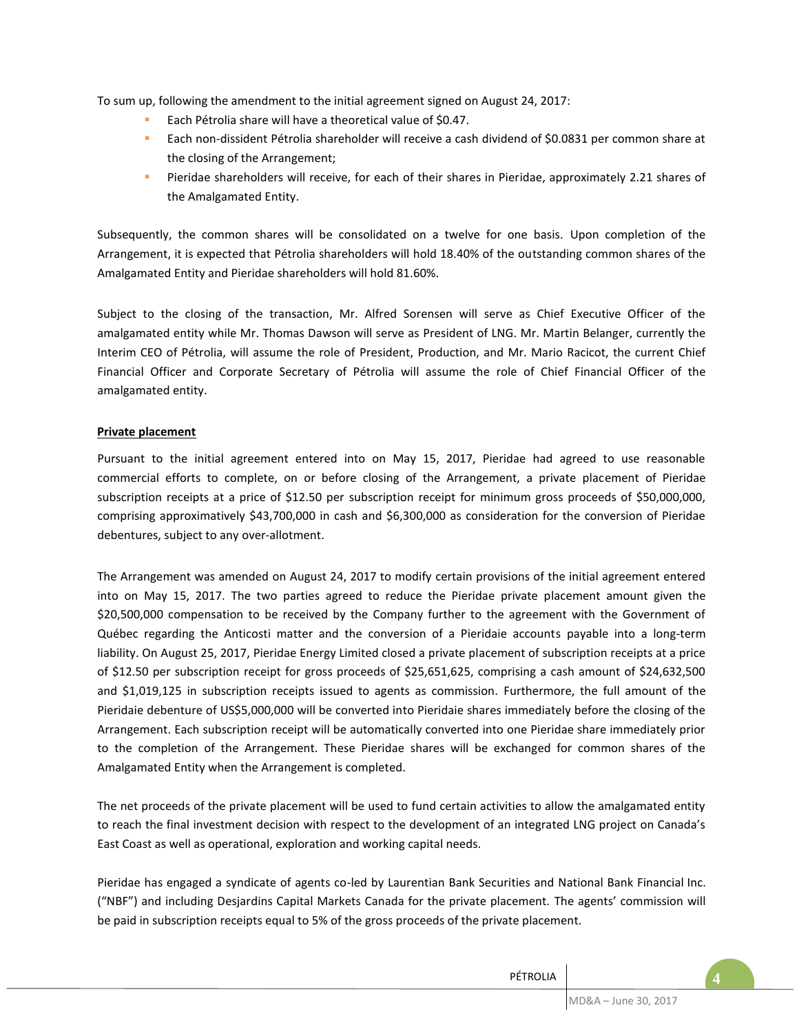To sum up, following the amendment to the initial agreement signed on August 24, 2017:

- Each Pétrolia share will have a theoretical value of $0.47.
- Each non-dissident Pétrolia shareholder will receive a cash dividend of $0.0831 per common share at the closing of the Arrangement;
- Pieridae shareholders will receive, for each of their shares in Pieridae, approximately 2.21 shares of the Amalgamated Entity.

Subsequently, the common shares will be consolidated on a twelve for one basis. Upon completion of the Arrangement, it is expected that Pétrolia shareholders will hold 18.40% of the outstanding common shares of the Amalgamated Entity and Pieridae shareholders will hold 81.60%.

Subject to the closing of the transaction, Mr. Alfred Sorensen will serve as Chief Executive Officer of the amalgamated entity while Mr. Thomas Dawson will serve as President of LNG. Mr. Martin Belanger, currently the Interim CEO of Pétrolia, will assume the role of President, Production, and Mr. Mario Racicot, the current Chief Financial Officer and Corporate Secretary of Pétrolia will assume the role of Chief Financial Officer of the amalgamated entity.

**Private placement**

Pursuant to the initial agreement entered into on May 15, 2017, Pieridae had agreed to use reasonable commercial efforts to complete, on or before closing of the Arrangement, a private placement of Pieridae subscription receipts at a price of $12.50 per subscription receipt for minimum gross proceeds of $50,000,000, comprising approximatively $43,700,000 in cash and $6,300,000 as consideration for the conversion of Pieridae debentures, subject to any over-allotment.

The Arrangement was amended on August 24, 2017 to modify certain provisions of the initial agreement entered into on May 15, 2017. The two parties agreed to reduce the Pieridae private placement amount given the $20,500,000 compensation to be received by the Company further to the agreement with the Government of Québec regarding the Anticosti matter and the conversion of a Pieridaie accounts payable into a long-term liability. On August 25, 2017, Pieridae Energy Limited closed a private placement of subscription receipts at a price of $12.50 per subscription receipt for gross proceeds of $25,651,625, comprising a cash amount of $24,632,500 and $1,019,125 in subscription receipts issued to agents as commission. Furthermore, the full amount of the Pieridaie debenture of US$5,000,000 will be converted into Pieridaie shares immediately before the closing of the Arrangement. Each subscription receipt will be automatically converted into one Pieridae share immediately prior to the completion of the Arrangement. These Pieridae shares will be exchanged for common shares of the Amalgamated Entity when the Arrangement is completed.

The net proceeds of the private placement will be used to fund certain activities to allow the amalgamated entity to reach the final investment decision with respect to the development of an integrated LNG project on Canada's East Coast as well as operational, exploration and working capital needs.

Pieridae has engaged a syndicate of agents co-led by Laurentian Bank Securities and National Bank Financial Inc. ("NBF") and including Desjardins Capital Markets Canada for the private placement. The agents' commission will be paid in subscription receipts equal to 5% of the gross proceeds of the private placement.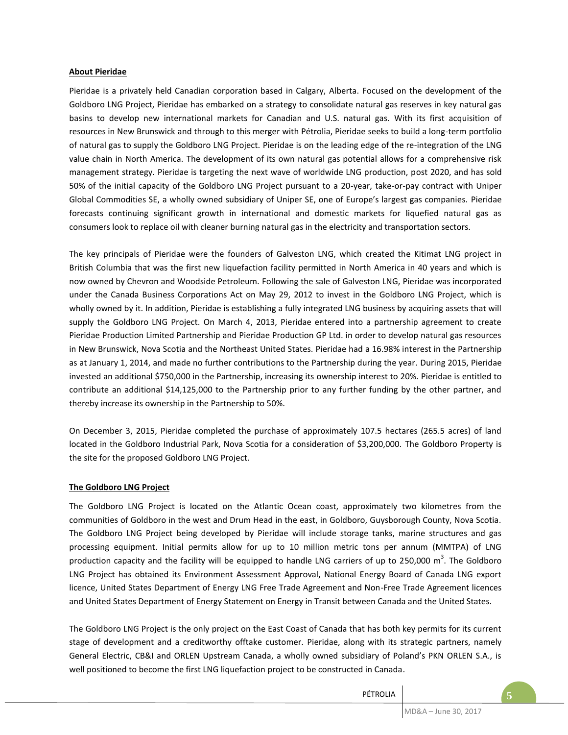## About Pieridae

Pieridae is a privately held Canadian corporation based in Calgary, Alberta. Focused on the development of the Goldboro LNG Project, Pieridae has embarked on a strategy to consolidate natural gas reserves in key natural gas basins to develop new international markets for Canadian and U.S. natural gas. With its first acquisition of resources in New Brunswick and through to this merger with Pétrolia, Pieridae seeks to build a long-term portfolio of natural gas to supply the Goldboro LNG Project. Pieridae is on the leading edge of the re-integration of the LNG value chain in North America. The development of its own natural gas potential allows for a comprehensive risk management strategy. Pieridae is targeting the next wave of worldwide LNG production, post 2020, and has sold 50% of the initial capacity of the Goldboro LNG Project pursuant to a 20-year, take-or-pay contract with Uniper Global Commodities SE, a wholly owned subsidiary of Uniper SE, one of Europe's largest gas companies. Pieridae forecasts continuing significant growth in international and domestic markets for liquefied natural gas as consumers look to replace oil with cleaner burning natural gas in the electricity and transportation sectors.

The key principals of Pieridae were the founders of Galveston LNG, which created the Kitimat LNG project in British Columbia that was the first new liquefaction facility permitted in North America in 40 years and which is now owned by Chevron and Woodside Petroleum. Following the sale of Galveston LNG, Pieridae was incorporated under the Canada Business Corporations Act on May 29, 2012 to invest in the Goldboro LNG Project, which is wholly owned by it. In addition, Pieridae is establishing a fully integrated LNG business by acquiring assets that will supply the Goldboro LNG Project. On March 4, 2013, Pieridae entered into a partnership agreement to create Pieridae Production Limited Partnership and Pieridae Production GP Ltd. in order to develop natural gas resources in New Brunswick, Nova Scotia and the Northeast United States. Pieridae had a 16.98% interest in the Partnership as at January 1, 2014, and made no further contributions to the Partnership during the year. During 2015, Pieridae invested an additional $750,000 in the Partnership, increasing its ownership interest to 20%. Pieridae is entitled to contribute an additional $14,125,000 to the Partnership prior to any further funding by the other partner, and thereby increase its ownership in the Partnership to 50%.

On December 3, 2015, Pieridae completed the purchase of approximately 107.5 hectares (265.5 acres) of land located in the Goldboro Industrial Park, Nova Scotia for a consideration of $3,200,000. The Goldboro Property is the site for the proposed Goldboro LNG Project.

## The Goldboro LNG Project

The Goldboro LNG Project is located on the Atlantic Ocean coast, approximately two kilometres from the communities of Goldboro in the west and Drum Head in the east, in Goldboro, Guysborough County, Nova Scotia. The Goldboro LNG Project being developed by Pieridae will include storage tanks, marine structures and gas processing equipment. Initial permits allow for up to 10 million metric tons per annum (MMTPA) of LNG production capacity and the facility will be equipped to handle LNG carriers of up to 250,000 $m^3$. The Goldboro LNG Project has obtained its Environment Assessment Approval, National Energy Board of Canada LNG export licence, United States Department of Energy LNG Free Trade Agreement and Non-Free Trade Agreement licences and United States Department of Energy Statement on Energy in Transit between Canada and the United States.

The Goldboro LNG Project is the only project on the East Coast of Canada that has both key permits for its current stage of development and a creditworthy offtake customer. Pieridae, along with its strategic partners, namely General Electric, CB&I and ORLEN Upstream Canada, a wholly owned subsidiary of Poland's PKN ORLEN S.A., is well positioned to become the first LNG liquefaction project to be constructed in Canada.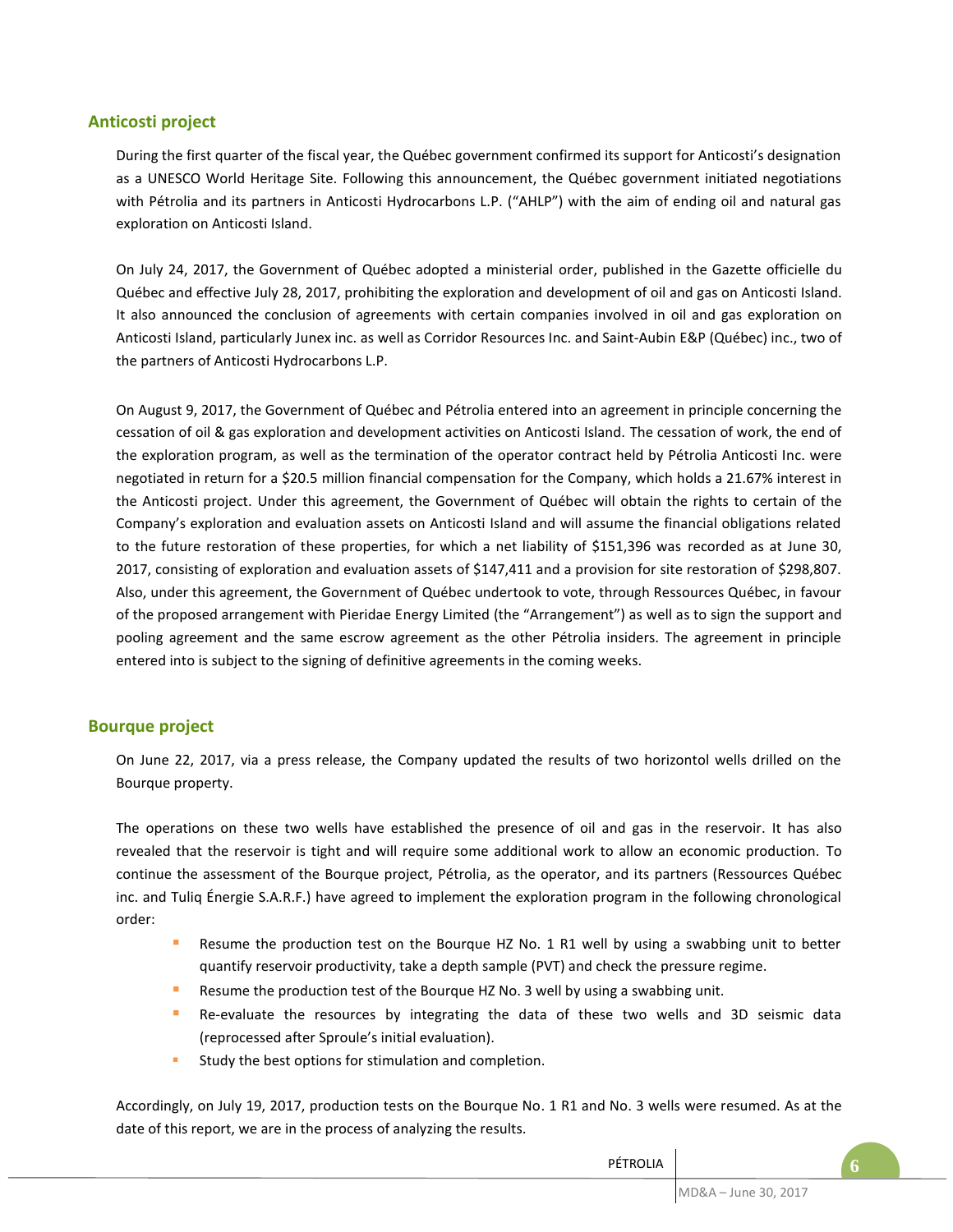## Anticosti project

During the first quarter of the fiscal year, the Québec government confirmed its support for Anticosti's designation as a UNESCO World Heritage Site. Following this announcement, the Québec government initiated negotiations with Pétrolia and its partners in Anticosti Hydrocarbons L.P. ("AHLP") with the aim of ending oil and natural gas exploration on Anticosti Island.

On July 24, 2017, the Government of Québec adopted a ministerial order, published in the Gazette officielle du Québec and effective July 28, 2017, prohibiting the exploration and development of oil and gas on Anticosti Island. It also announced the conclusion of agreements with certain companies involved in oil and gas exploration on Anticosti Island, particularly Junex inc. as well as Corridor Resources Inc. and Saint-Aubin E&P (Québec) inc., two of the partners of Anticosti Hydrocarbons L.P.

On August 9, 2017, the Government of Québec and Pétrolia entered into an agreement in principle concerning the cessation of oil & gas exploration and development activities on Anticosti Island. The cessation of work, the end of the exploration program, as well as the termination of the operator contract held by Pétrolia Anticosti Inc. were negotiated in return for a $20.5 million financial compensation for the Company, which holds a 21.67% interest in the Anticosti project. Under this agreement, the Government of Québec will obtain the rights to certain of the Company's exploration and evaluation assets on Anticosti Island and will assume the financial obligations related to the future restoration of these properties, for which a net liability of $151,396 was recorded as at June 30, 2017, consisting of exploration and evaluation assets of $147,411 and a provision for site restoration of $298,807. Also, under this agreement, the Government of Québec undertook to vote, through Ressources Québec, in favour of the proposed arrangement with Pieridae Energy Limited (the "Arrangement") as well as to sign the support and pooling agreement and the same escrow agreement as the other Pétrolia insiders. The agreement in principle entered into is subject to the signing of definitive agreements in the coming weeks.

## Bourque project

On June 22, 2017, via a press release, the Company updated the results of two horizontol wells drilled on the Bourque property.

The operations on these two wells have established the presence of oil and gas in the reservoir. It has also revealed that the reservoir is tight and will require some additional work to allow an economic production. To continue the assessment of the Bourque project, Pétrolia, as the operator, and its partners (Ressources Québec inc. and Tuliq Énergie S.A.R.F.) have agreed to implement the exploration program in the following chronological order:

- Resume the production test on the Bourque HZ No. 1 R1 well by using a swabbing unit to better quantify reservoir productivity, take a depth sample (PVT) and check the pressure regime.
- Resume the production test of the Bourque HZ No. 3 well by using a swabbing unit.
- Re-evaluate the resources by integrating the data of these two wells and 3D seismic data (reprocessed after Sproule's initial evaluation).
- Study the best options for stimulation and completion.

Accordingly, on July 19, 2017, production tests on the Bourque No. 1 R1 and No. 3 wells were resumed. As at the date of this report, we are in the process of analyzing the results.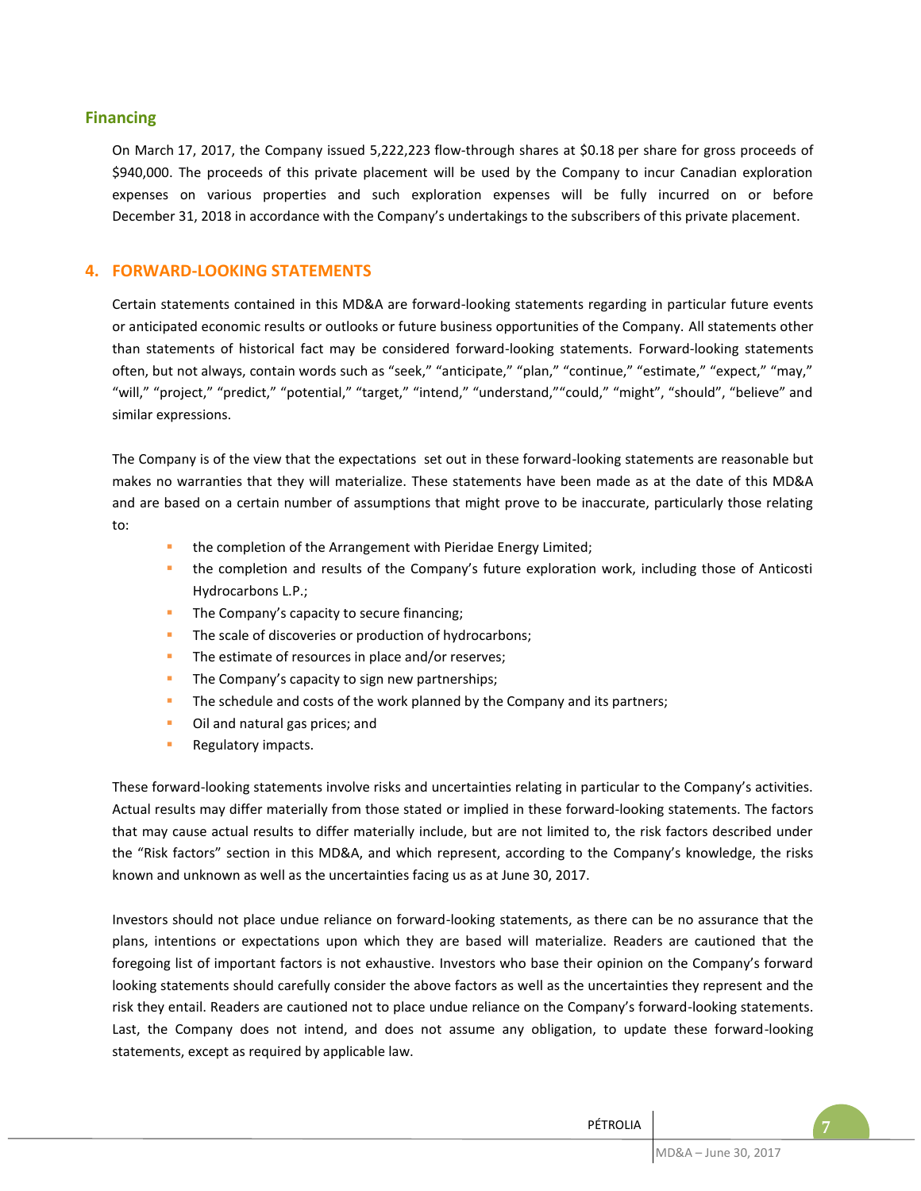### Financing

On March 17, 2017, the Company issued 5,222,223 flow-through shares at $0.18 per share for gross proceeds of $940,000. The proceeds of this private placement will be used by the Company to incur Canadian exploration expenses on various properties and such exploration expenses will be fully incurred on or before December 31, 2018 in accordance with the Company's undertakings to the subscribers of this private placement.

## 4. FORWARD-LOOKING STATEMENTS

Certain statements contained in this MD&A are forward-looking statements regarding in particular future events or anticipated economic results or outlooks or future business opportunities of the Company. All statements other than statements of historical fact may be considered forward-looking statements. Forward-looking statements often, but not always, contain words such as "seek," "anticipate," "plan," "continue," "estimate," "expect," "may," "will," "project," "predict," "potential," "target," "intend," "understand,""could," "might", "should", "believe" and similar expressions.

The Company is of the view that the expectations set out in these forward-looking statements are reasonable but makes no warranties that they will materialize. These statements have been made as at the date of this MD&A and are based on a certain number of assumptions that might prove to be inaccurate, particularly those relating to:

- the completion of the Arrangement with Pieridae Energy Limited;
- the completion and results of the Company's future exploration work, including those of Anticosti Hydrocarbons L.P.;
- The Company's capacity to secure financing;
- The scale of discoveries or production of hydrocarbons;
- The estimate of resources in place and/or reserves;
- The Company's capacity to sign new partnerships;
- The schedule and costs of the work planned by the Company and its partners;
- Oil and natural gas prices; and
- Regulatory impacts.

These forward-looking statements involve risks and uncertainties relating in particular to the Company's activities. Actual results may differ materially from those stated or implied in these forward-looking statements. The factors that may cause actual results to differ materially include, but are not limited to, the risk factors described under the "Risk factors" section in this MD&A, and which represent, according to the Company's knowledge, the risks known and unknown as well as the uncertainties facing us as at June 30, 2017.

Investors should not place undue reliance on forward-looking statements, as there can be no assurance that the plans, intentions or expectations upon which they are based will materialize. Readers are cautioned that the foregoing list of important factors is not exhaustive. Investors who base their opinion on the Company's forward looking statements should carefully consider the above factors as well as the uncertainties they represent and the risk they entail. Readers are cautioned not to place undue reliance on the Company's forward-looking statements. Last, the Company does not intend, and does not assume any obligation, to update these forward-looking statements, except as required by applicable law.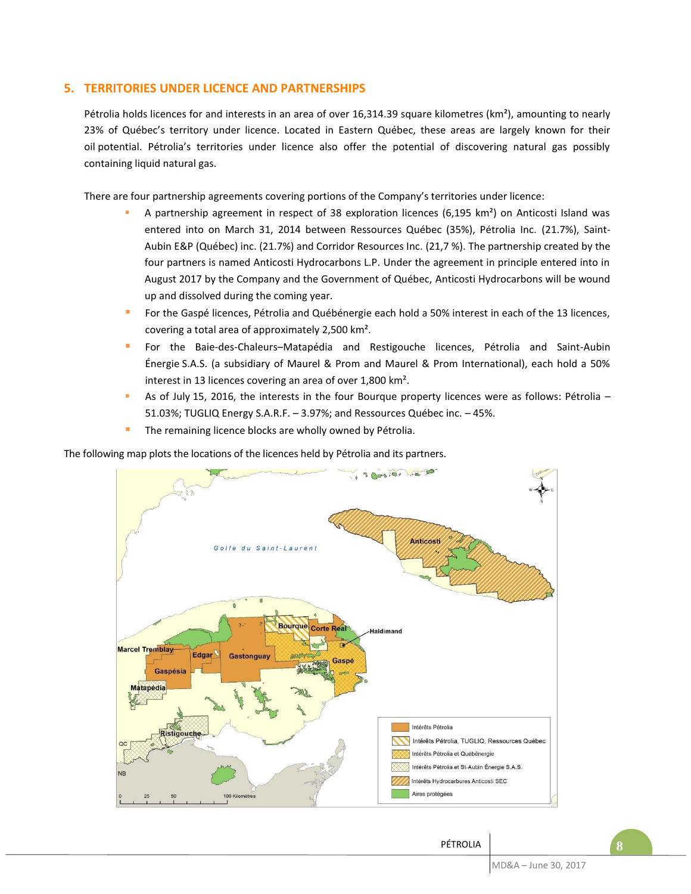## 5. TERRITORIES UNDER LICENCE AND PARTNERSHIPS

Pétrolia holds licences for and interests in an area of over 16,314.39 square kilometres (km²), amounting to nearly 23% of Québec's territory under licence. Located in Eastern Québec, these areas are largely known for their oil potential. Pétrolia's territories under licence also offer the potential of discovering natural gas possibly containing liquid natural gas.

There are four partnership agreements covering portions of the Company's territories under licence:

- A partnership agreement in respect of 38 exploration licences (6,195 km²) on Anticosti Island was entered into on March 31, 2014 between Ressources Québec (35%), Pétrolia Inc. (21.7%), Saint-Aubin E&P (Québec) inc. (21.7%) and Corridor Resources Inc. (21,7 %). The partnership created by the four partners is named Anticosti Hydrocarbons L.P. Under the agreement in principle entered into in August 2017 by the Company and the Government of Québec, Anticosti Hydrocarbons will be wound up and dissolved during the coming year.
- For the Gaspé licences, Pétrolia and Québénergie each hold a 50% interest in each of the 13 licences, covering a total area of approximately 2,500 km².
- For the Baie-des-Chaleurs–Matapédia and Restigouche licences, Pétrolia and Saint-Aubin Énergie S.A.S. (a subsidiary of Maurel & Prom and Maurel & Prom International), each hold a 50% interest in 13 licences covering an area of over 1,800 km².
- As of July 15, 2016, the interests in the four Bourque property licences were as follows: Pétrolia – 51.03%; TUGLIQ Energy S.A.R.F. – 3.97%; and Ressources Québec inc. – 45%.
- The remaining licence blocks are wholly owned by Pétrolia.

The following map plots the locations of the licences held by Pétrolia and its partners.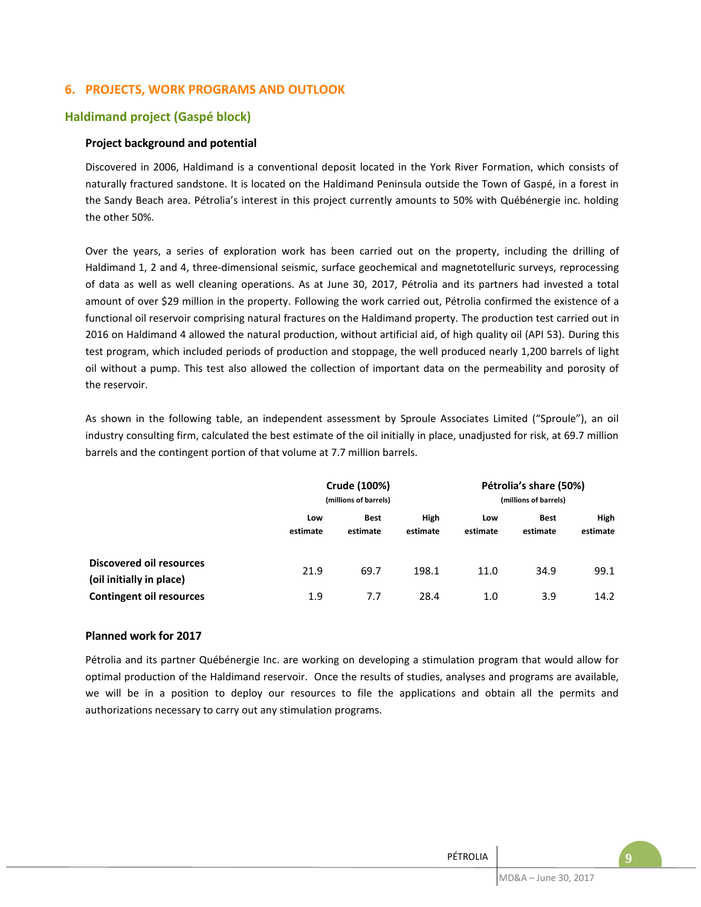## 6. PROJECTS, WORK PROGRAMS AND OUTLOOK

### Haldimand project (Gaspé block)

#### Project background and potential

Discovered in 2006, Haldimand is a conventional deposit located in the York River Formation, which consists of naturally fractured sandstone. It is located on the Haldimand Peninsula outside the Town of Gaspé, in a forest in the Sandy Beach area. Pétrolia's interest in this project currently amounts to 50% with Québénergie inc. holding the other 50%.

Over the years, a series of exploration work has been carried out on the property, including the drilling of Haldimand 1, 2 and 4, three-dimensional seismic, surface geochemical and magnetotelluric surveys, reprocessing of data as well as well cleaning operations. As at June 30, 2017, Pétrolia and its partners had invested a total amount of over $29 million in the property. Following the work carried out, Pétrolia confirmed the existence of a functional oil reservoir comprising natural fractures on the Haldimand property. The production test carried out in 2016 on Haldimand 4 allowed the natural production, without artificial aid, of high quality oil (API 53). During this test program, which included periods of production and stoppage, the well produced nearly 1,200 barrels of light oil without a pump. This test also allowed the collection of important data on the permeability and porosity of the reservoir.

As shown in the following table, an independent assessment by Sproule Associates Limited ("Sproule"), an oil industry consulting firm, calculated the best estimate of the oil initially in place, unadjusted for risk, at 69.7 million barrels and the contingent portion of that volume at 7.7 million barrels.

| | Crude (100%) (millions of barrels) | | | Pétrolia's share (50%) (millions of barrels) | | |
|---|---|---|---|---|---|---|
| | Low estimate | Best estimate | High estimate | Low estimate | Best estimate | High estimate |
| **Discovered oil resources (oil initially in place)** | 21.9 | 69.7 | 198.1 | 11.0 | 34.9 | 99.1 |
| **Contingent oil resources** | 1.9 | 7.7 | 28.4 | 1.0 | 3.9 | 14.2 |

#### Planned work for 2017

Pétrolia and its partner Québénergie Inc. are working on developing a stimulation program that would allow for optimal production of the Haldimand reservoir. Once the results of studies, analyses and programs are available, we will be in a position to deploy our resources to file the applications and obtain all the permits and authorizations necessary to carry out any stimulation programs.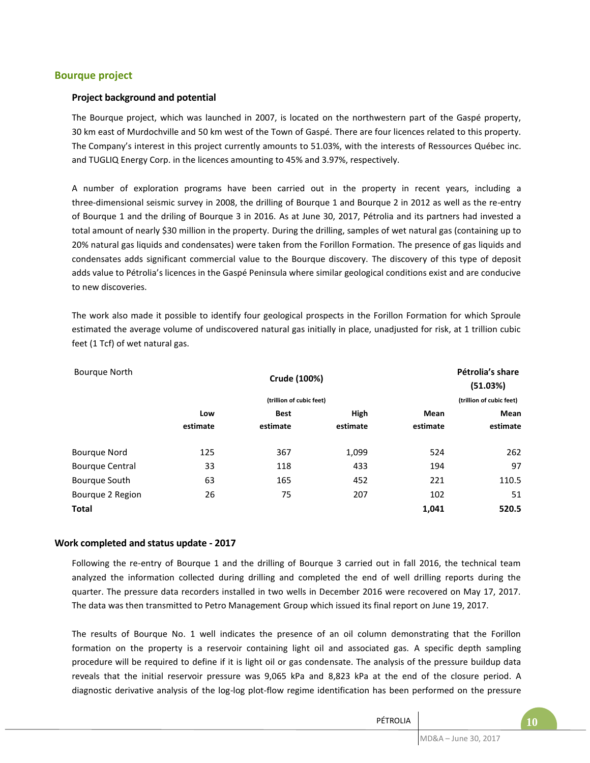## Bourque project

### Project background and potential

The Bourque project, which was launched in 2007, is located on the northwestern part of the Gaspé property, 30 km east of Murdochville and 50 km west of the Town of Gaspé. There are four licences related to this property. The Company's interest in this project currently amounts to 51.03%, with the interests of Ressources Québec inc. and TUGLIQ Energy Corp. in the licences amounting to 45% and 3.97%, respectively.

A number of exploration programs have been carried out in the property in recent years, including a three-dimensional seismic survey in 2008, the drilling of Bourque 1 and Bourque 2 in 2012 as well as the re-entry of Bourque 1 and the driling of Bourque 3 in 2016. As at June 30, 2017, Pétrolia and its partners had invested a total amount of nearly $30 million in the property. During the drilling, samples of wet natural gas (containing up to 20% natural gas liquids and condensates) were taken from the Forillon Formation. The presence of gas liquids and condensates adds significant commercial value to the Bourque discovery. The discovery of this type of deposit adds value to Pétrolia's licences in the Gaspé Peninsula where similar geological conditions exist and are conducive to new discoveries.

The work also made it possible to identify four geological prospects in the Forillon Formation for which Sproule estimated the average volume of undiscovered natural gas initially in place, unadjusted for risk, at 1 trillion cubic feet (1 Tcf) of wet natural gas.

| Bourque North | Crude (100%) (trillion of cubic feet) | | | | Pétrolia's share (51.03%) (trillion of cubic feet) |
|---|---|---|---|---|---|
| | Low estimate | Best estimate | High estimate | Mean estimate | Mean estimate |
| Bourque Nord | 125 | 367 | 1,099 | 524 | 262 |
| Bourque Central | 33 | 118 | 433 | 194 | 97 |
| Bourque South | 63 | 165 | 452 | 221 | 110.5 |
| Bourque 2 Region | 26 | 75 | 207 | 102 | 51 |
| **Total** | | | | **1,041** | **520.5** |

## Work completed and status update - 2017

Following the re-entry of Bourque 1 and the drilling of Bourque 3 carried out in fall 2016, the technical team analyzed the information collected during drilling and completed the end of well drilling reports during the quarter. The pressure data recorders installed in two wells in December 2016 were recovered on May 17, 2017. The data was then transmitted to Petro Management Group which issued its final report on June 19, 2017.

The results of Bourque No. 1 well indicates the presence of an oil column demonstrating that the Forillon formation on the property is a reservoir containing light oil and associated gas. A specific depth sampling procedure will be required to define if it is light oil or gas condensate. The analysis of the pressure buildup data reveals that the initial reservoir pressure was 9,065 kPa and 8,823 kPa at the end of the closure period. A diagnostic derivative analysis of the log-log plot-flow regime identification has been performed on the pressure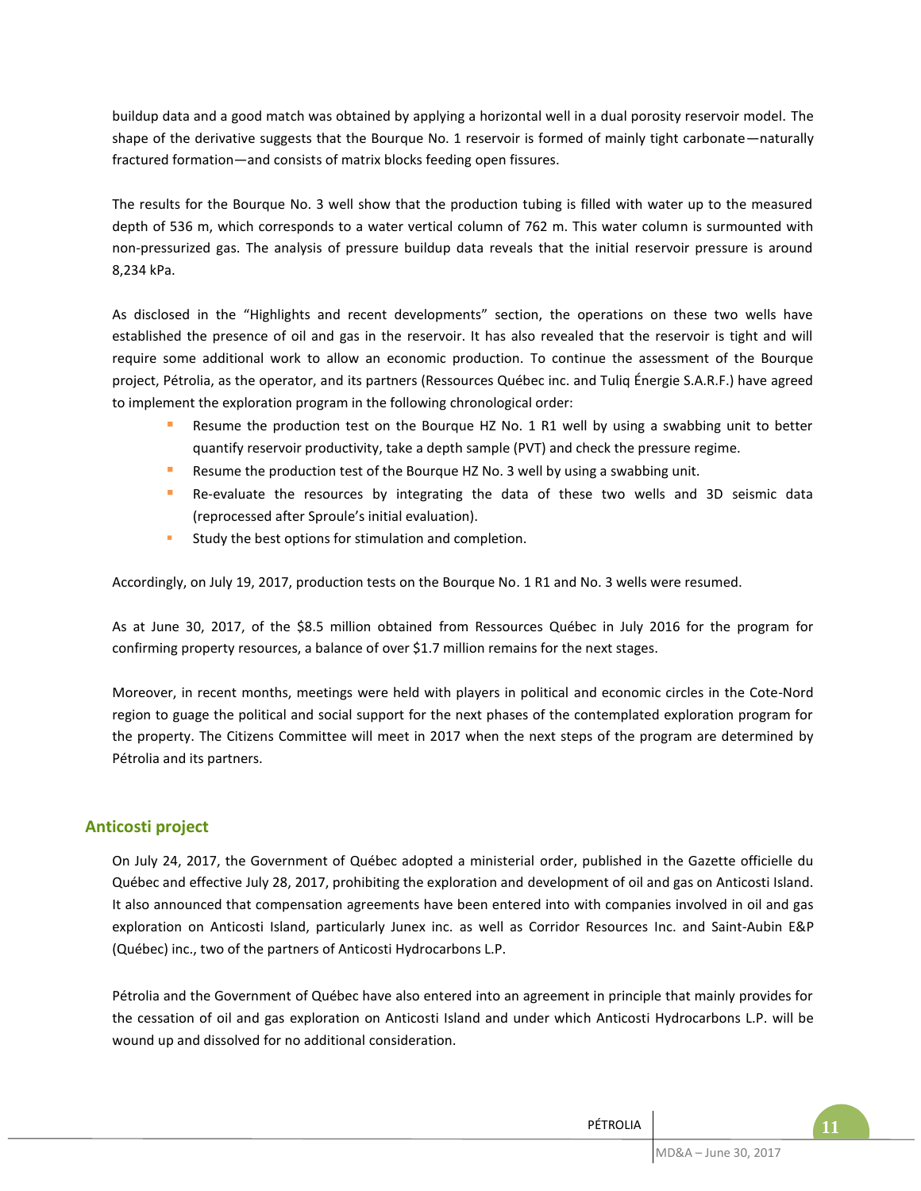buildup data and a good match was obtained by applying a horizontal well in a dual porosity reservoir model. The shape of the derivative suggests that the Bourque No. 1 reservoir is formed of mainly tight carbonate—naturally fractured formation—and consists of matrix blocks feeding open fissures.

The results for the Bourque No. 3 well show that the production tubing is filled with water up to the measured depth of 536 m, which corresponds to a water vertical column of 762 m. This water column is surmounted with non-pressurized gas. The analysis of pressure buildup data reveals that the initial reservoir pressure is around 8,234 kPa.

As disclosed in the "Highlights and recent developments" section, the operations on these two wells have established the presence of oil and gas in the reservoir. It has also revealed that the reservoir is tight and will require some additional work to allow an economic production. To continue the assessment of the Bourque project, Pétrolia, as the operator, and its partners (Ressources Québec inc. and Tuliq Énergie S.A.R.F.) have agreed to implement the exploration program in the following chronological order:

- Resume the production test on the Bourque HZ No. 1 R1 well by using a swabbing unit to better quantify reservoir productivity, take a depth sample (PVT) and check the pressure regime.
- Resume the production test of the Bourque HZ No. 3 well by using a swabbing unit.
- Re-evaluate the resources by integrating the data of these two wells and 3D seismic data (reprocessed after Sproule's initial evaluation).
- Study the best options for stimulation and completion.

Accordingly, on July 19, 2017, production tests on the Bourque No. 1 R1 and No. 3 wells were resumed.

As at June 30, 2017, of the $8.5 million obtained from Ressources Québec in July 2016 for the program for confirming property resources, a balance of over $1.7 million remains for the next stages.

Moreover, in recent months, meetings were held with players in political and economic circles in the Cote-Nord region to guage the political and social support for the next phases of the contemplated exploration program for the property. The Citizens Committee will meet in 2017 when the next steps of the program are determined by Pétrolia and its partners.

## Anticosti project

On July 24, 2017, the Government of Québec adopted a ministerial order, published in the Gazette officielle du Québec and effective July 28, 2017, prohibiting the exploration and development of oil and gas on Anticosti Island. It also announced that compensation agreements have been entered into with companies involved in oil and gas exploration on Anticosti Island, particularly Junex inc. as well as Corridor Resources Inc. and Saint-Aubin E&P (Québec) inc., two of the partners of Anticosti Hydrocarbons L.P.

Pétrolia and the Government of Québec have also entered into an agreement in principle that mainly provides for the cessation of oil and gas exploration on Anticosti Island and under which Anticosti Hydrocarbons L.P. will be wound up and dissolved for no additional consideration.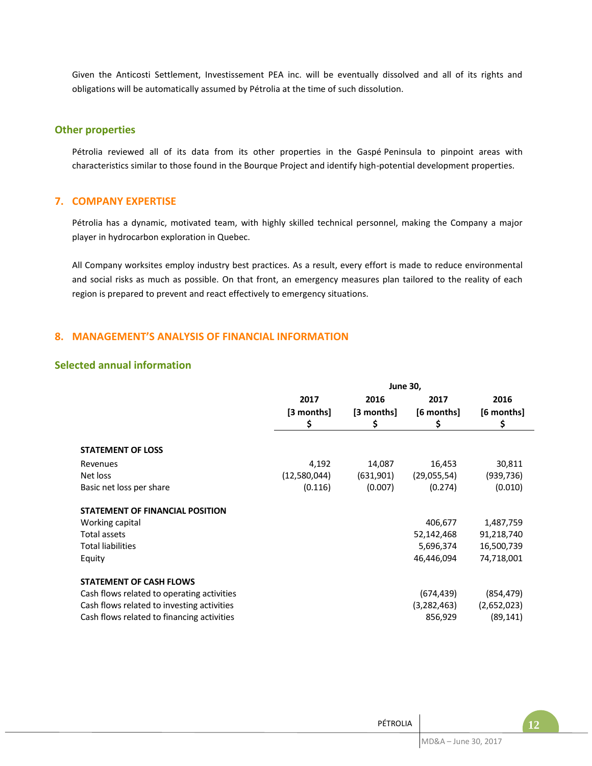Given the Anticosti Settlement, Investissement PEA inc. will be eventually dissolved and all of its rights and obligations will be automatically assumed by Pétrolia at the time of such dissolution.

### Other properties

Pétrolia reviewed all of its data from its other properties in the Gaspé Peninsula to pinpoint areas with characteristics similar to those found in the Bourque Project and identify high-potential development properties.

## 7. COMPANY EXPERTISE

Pétrolia has a dynamic, motivated team, with highly skilled technical personnel, making the Company a major player in hydrocarbon exploration in Quebec.

All Company worksites employ industry best practices. As a result, every effort is made to reduce environmental and social risks as much as possible. On that front, an emergency measures plan tailored to the reality of each region is prepared to prevent and react effectively to emergency situations.

## 8. MANAGEMENT'S ANALYSIS OF FINANCIAL INFORMATION

### Selected annual information

| | June 30, | | | |
|---|---|---|---|---|
| | 2017 [3 months] $ | 2016 [3 months] $ | 2017 [6 months] $ | 2016 [6 months] $ |
| **STATEMENT OF LOSS** | | | | |
| Revenues | 4,192 | 14,087 | 16,453 | 30,811 |
| Net loss | (12,580,044) | (631,901) | (29,055,54) | (939,736) |
| Basic net loss per share | (0.116) | (0.007) | (0.274) | (0.010) |
| **STATEMENT OF FINANCIAL POSITION** | | | | |
| Working capital | | | 406,677 | 1,487,759 |
| Total assets | | | 52,142,468 | 91,218,740 |
| Total liabilities | | | 5,696,374 | 16,500,739 |
| Equity | | | 46,446,094 | 74,718,001 |
| **STATEMENT OF CASH FLOWS** | | | | |
| Cash flows related to operating activities | | | (674,439) | (854,479) |
| Cash flows related to investing activities | | | (3,282,463) | (2,652,023) |
| Cash flows related to financing activities | | | 856,929 | (89,141) |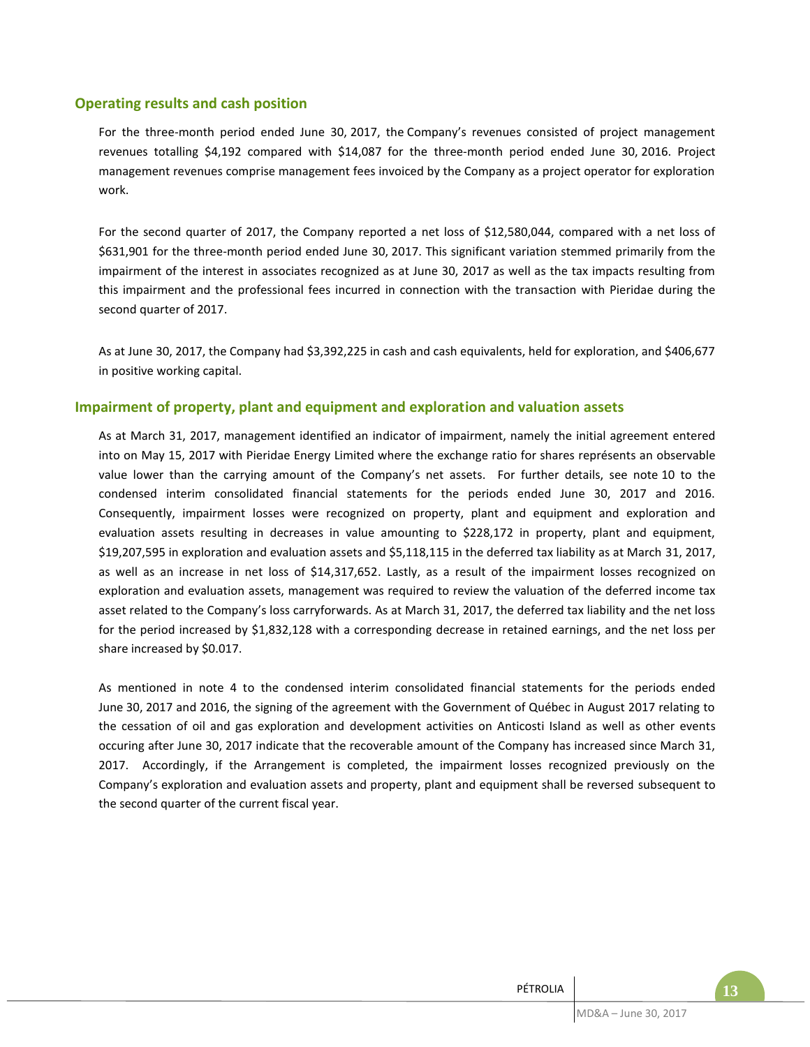## Operating results and cash position

For the three-month period ended June 30, 2017, the Company's revenues consisted of project management revenues totalling $4,192 compared with $14,087 for the three-month period ended June 30, 2016. Project management revenues comprise management fees invoiced by the Company as a project operator for exploration work.

For the second quarter of 2017, the Company reported a net loss of $12,580,044, compared with a net loss of $631,901 for the three-month period ended June 30, 2017. This significant variation stemmed primarily from the impairment of the interest in associates recognized as at June 30, 2017 as well as the tax impacts resulting from this impairment and the professional fees incurred in connection with the transaction with Pieridae during the second quarter of 2017.

As at June 30, 2017, the Company had $3,392,225 in cash and cash equivalents, held for exploration, and $406,677 in positive working capital.

## Impairment of property, plant and equipment and exploration and valuation assets

As at March 31, 2017, management identified an indicator of impairment, namely the initial agreement entered into on May 15, 2017 with Pieridae Energy Limited where the exchange ratio for shares représents an observable value lower than the carrying amount of the Company's net assets. For further details, see note 10 to the condensed interim consolidated financial statements for the periods ended June 30, 2017 and 2016. Consequently, impairment losses were recognized on property, plant and equipment and exploration and evaluation assets resulting in decreases in value amounting to $228,172 in property, plant and equipment, $19,207,595 in exploration and evaluation assets and $5,118,115 in the deferred tax liability as at March 31, 2017, as well as an increase in net loss of $14,317,652. Lastly, as a result of the impairment losses recognized on exploration and evaluation assets, management was required to review the valuation of the deferred income tax asset related to the Company's loss carryforwards. As at March 31, 2017, the deferred tax liability and the net loss for the period increased by $1,832,128 with a corresponding decrease in retained earnings, and the net loss per share increased by $0.017.

As mentioned in note 4 to the condensed interim consolidated financial statements for the periods ended June 30, 2017 and 2016, the signing of the agreement with the Government of Québec in August 2017 relating to the cessation of oil and gas exploration and development activities on Anticosti Island as well as other events occuring after June 30, 2017 indicate that the recoverable amount of the Company has increased since March 31, 2017. Accordingly, if the Arrangement is completed, the impairment losses recognized previously on the Company's exploration and evaluation assets and property, plant and equipment shall be reversed subsequent to the second quarter of the current fiscal year.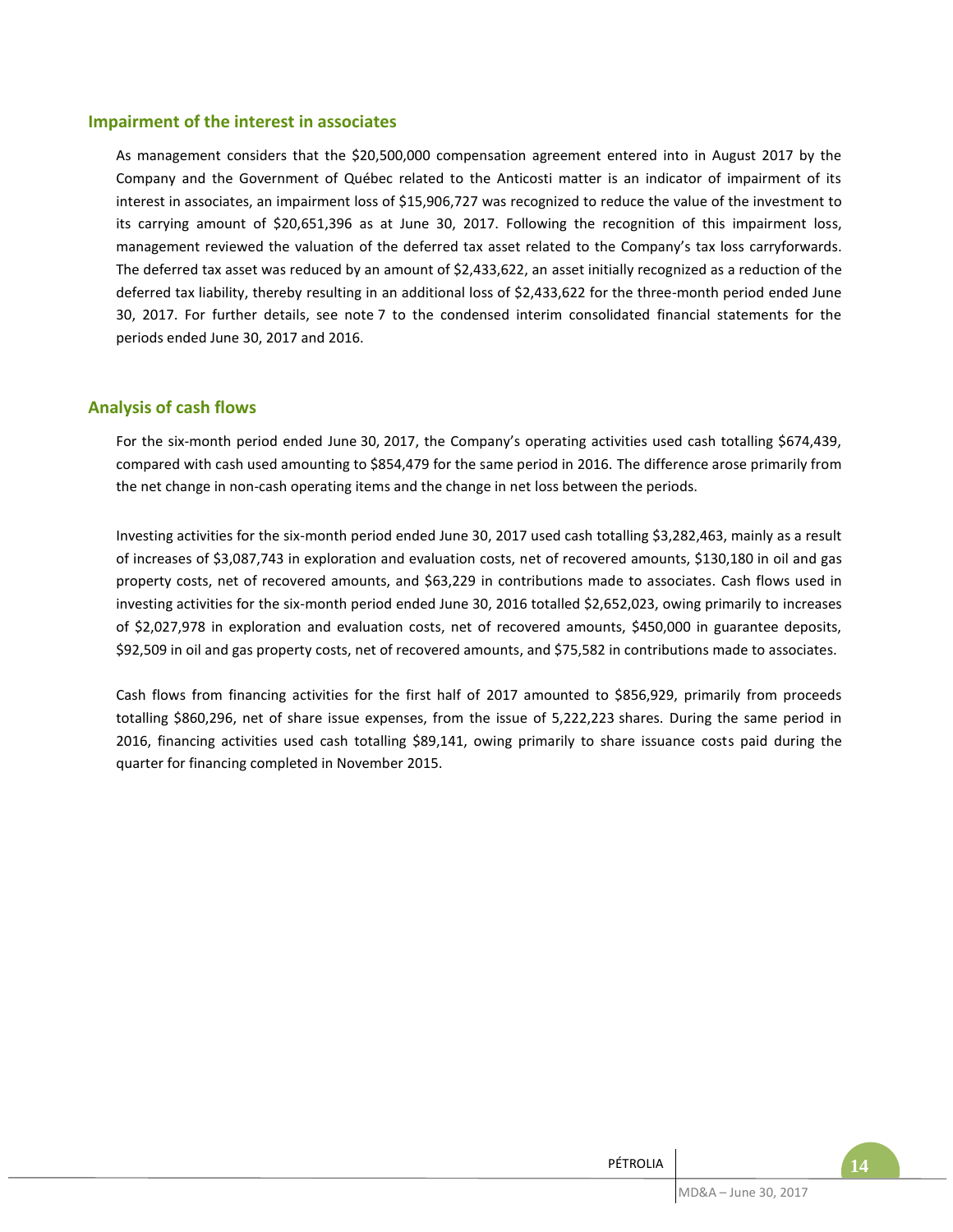## Impairment of the interest in associates

As management considers that the $20,500,000 compensation agreement entered into in August 2017 by the Company and the Government of Québec related to the Anticosti matter is an indicator of impairment of its interest in associates, an impairment loss of $15,906,727 was recognized to reduce the value of the investment to its carrying amount of $20,651,396 as at June 30, 2017. Following the recognition of this impairment loss, management reviewed the valuation of the deferred tax asset related to the Company's tax loss carryforwards. The deferred tax asset was reduced by an amount of $2,433,622, an asset initially recognized as a reduction of the deferred tax liability, thereby resulting in an additional loss of $2,433,622 for the three-month period ended June 30, 2017. For further details, see note 7 to the condensed interim consolidated financial statements for the periods ended June 30, 2017 and 2016.

## Analysis of cash flows

For the six-month period ended June 30, 2017, the Company's operating activities used cash totalling $674,439, compared with cash used amounting to $854,479 for the same period in 2016. The difference arose primarily from the net change in non-cash operating items and the change in net loss between the periods.

Investing activities for the six-month period ended June 30, 2017 used cash totalling $3,282,463, mainly as a result of increases of $3,087,743 in exploration and evaluation costs, net of recovered amounts, $130,180 in oil and gas property costs, net of recovered amounts, and $63,229 in contributions made to associates. Cash flows used in investing activities for the six-month period ended June 30, 2016 totalled $2,652,023, owing primarily to increases of $2,027,978 in exploration and evaluation costs, net of recovered amounts, $450,000 in guarantee deposits, $92,509 in oil and gas property costs, net of recovered amounts, and $75,582 in contributions made to associates.

Cash flows from financing activities for the first half of 2017 amounted to $856,929, primarily from proceeds totalling $860,296, net of share issue expenses, from the issue of 5,222,223 shares. During the same period in 2016, financing activities used cash totalling $89,141, owing primarily to share issuance costs paid during the quarter for financing completed in November 2015.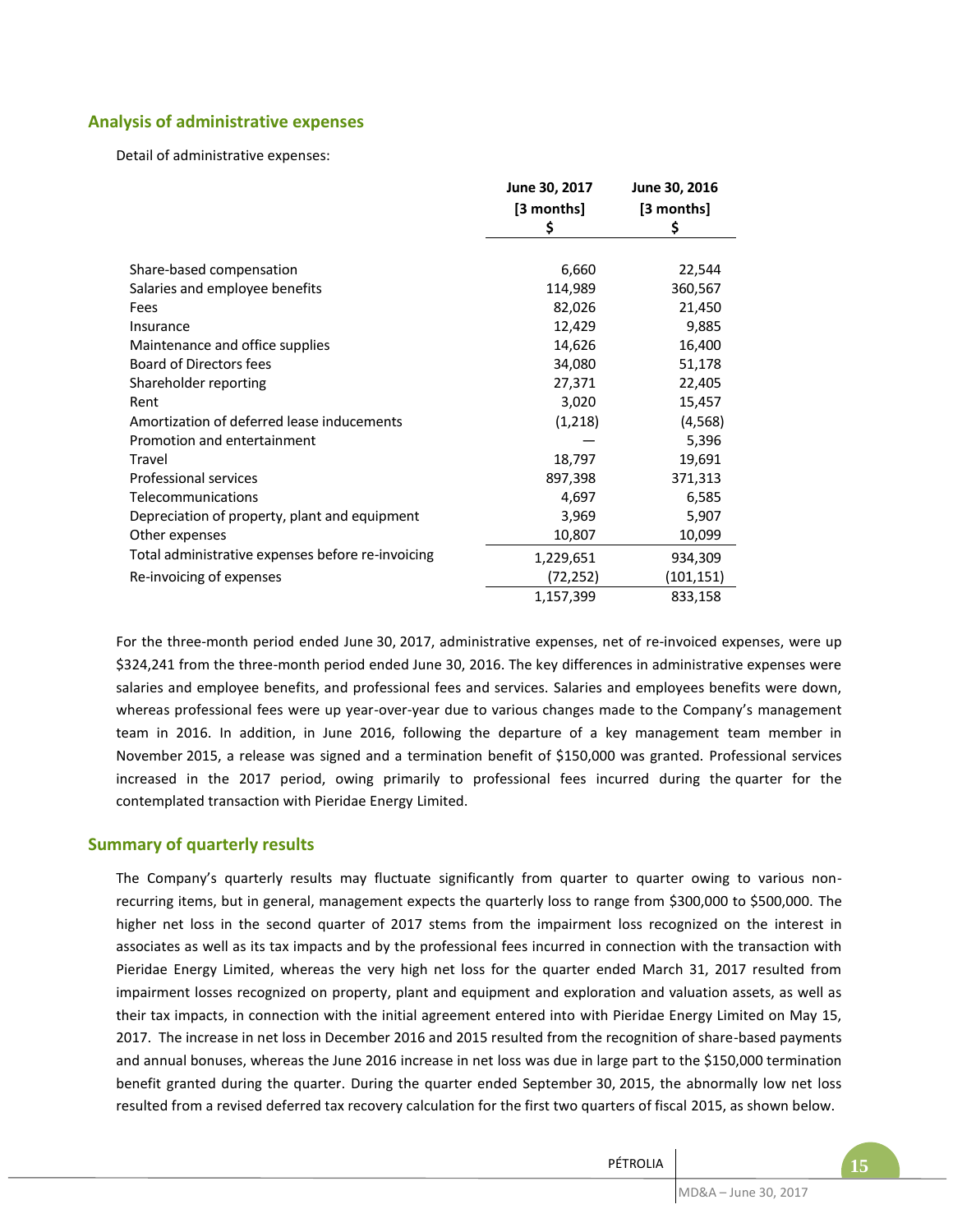## Analysis of administrative expenses

Detail of administrative expenses:

| | June 30, 2017 [3 months] $ | June 30, 2016 [3 months] $ |
|---|---|---|
| Share-based compensation | 6,660 | 22,544 |
| Salaries and employee benefits | 114,989 | 360,567 |
| Fees | 82,026 | 21,450 |
| Insurance | 12,429 | 9,885 |
| Maintenance and office supplies | 14,626 | 16,400 |
| Board of Directors fees | 34,080 | 51,178 |
| Shareholder reporting | 27,371 | 22,405 |
| Rent | 3,020 | 15,457 |
| Amortization of deferred lease inducements | (1,218) | (4,568) |
| Promotion and entertainment | — | 5,396 |
| Travel | 18,797 | 19,691 |
| Professional services | 897,398 | 371,313 |
| Telecommunications | 4,697 | 6,585 |
| Depreciation of property, plant and equipment | 3,969 | 5,907 |
| Other expenses | 10,807 | 10,099 |
| Total administrative expenses before re-invoicing | 1,229,651 | 934,309 |
| Re-invoicing of expenses | (72,252) | (101,151) |
| | 1,157,399 | 833,158 |

For the three-month period ended June 30, 2017, administrative expenses, net of re-invoiced expenses, were up $324,241 from the three-month period ended June 30, 2016. The key differences in administrative expenses were salaries and employee benefits, and professional fees and services. Salaries and employees benefits were down, whereas professional fees were up year-over-year due to various changes made to the Company's management team in 2016. In addition, in June 2016, following the departure of a key management team member in November 2015, a release was signed and a termination benefit of $150,000 was granted. Professional services increased in the 2017 period, owing primarily to professional fees incurred during the quarter for the contemplated transaction with Pieridae Energy Limited.

## Summary of quarterly results

The Company's quarterly results may fluctuate significantly from quarter to quarter owing to various non-recurring items, but in general, management expects the quarterly loss to range from $300,000 to $500,000. The higher net loss in the second quarter of 2017 stems from the impairment loss recognized on the interest in associates as well as its tax impacts and by the professional fees incurred in connection with the transaction with Pieridae Energy Limited, whereas the very high net loss for the quarter ended March 31, 2017 resulted from impairment losses recognized on property, plant and equipment and exploration and valuation assets, as well as their tax impacts, in connection with the initial agreement entered into with Pieridae Energy Limited on May 15, 2017. The increase in net loss in December 2016 and 2015 resulted from the recognition of share-based payments and annual bonuses, whereas the June 2016 increase in net loss was due in large part to the $150,000 termination benefit granted during the quarter. During the quarter ended September 30, 2015, the abnormally low net loss resulted from a revised deferred tax recovery calculation for the first two quarters of fiscal 2015, as shown below.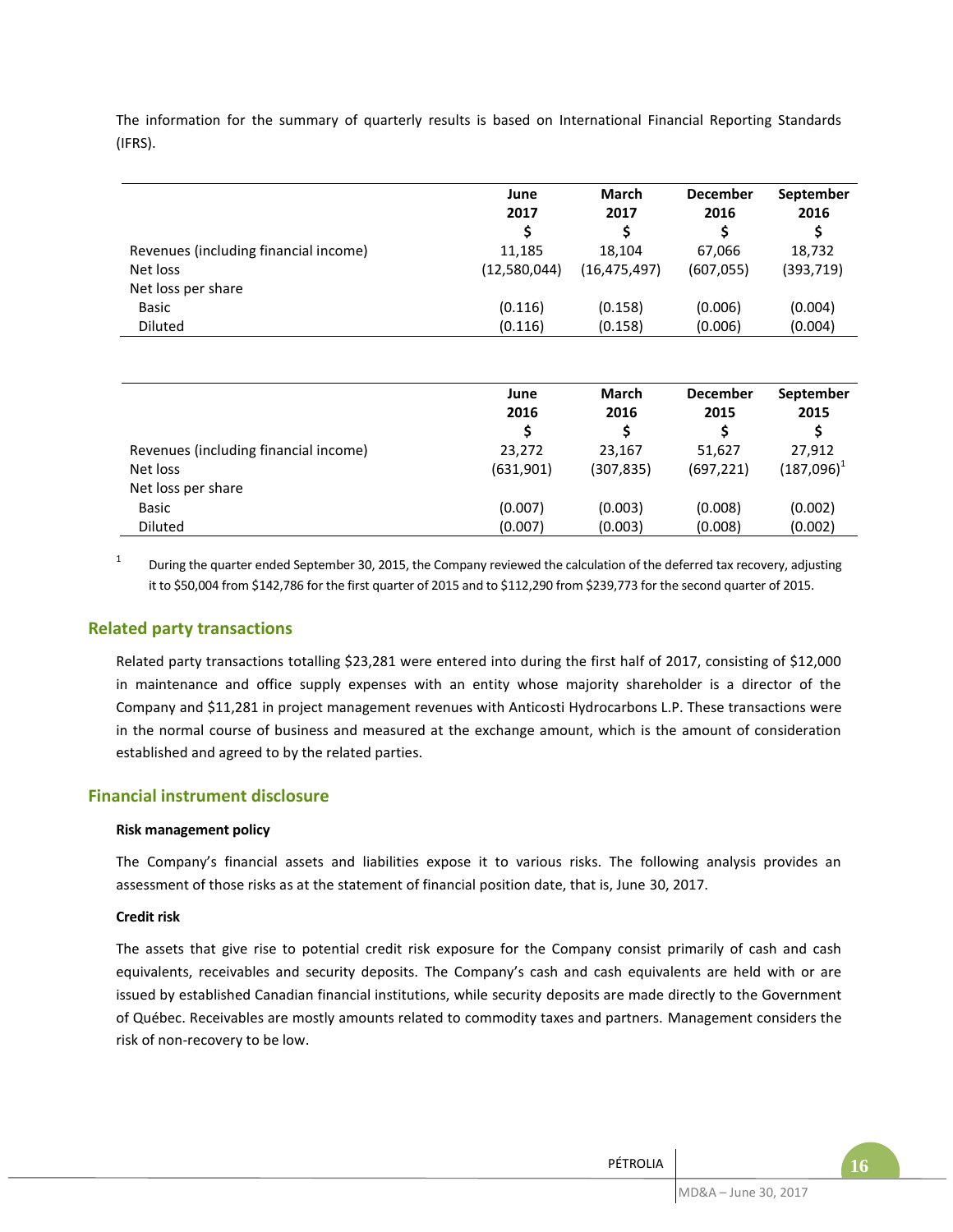The information for the summary of quarterly results is based on International Financial Reporting Standards (IFRS).

| | June 2017 $ | March 2017 $ | December 2016 $ | September 2016 $ |
|---|---|---|---|---|
| Revenues (including financial income) | 11,185 | 18,104 | 67,066 | 18,732 |
| Net loss | (12,580,044) | (16,475,497) | (607,055) | (393,719) |
| Net loss per share | | | | |
| Basic | (0.116) | (0.158) | (0.006) | (0.004) |
| Diluted | (0.116) | (0.158) | (0.006) | (0.004) |

| | June 2016 $ | March 2016 $ | December 2015 $ | September 2015 $ |
|---|---|---|---|---|
| Revenues (including financial income) | 23,272 | 23,167 | 51,627 | 27,912 |
| Net loss | (631,901) | (307,835) | (697,221) | (187,096)[1] |
| Net loss per share | | | | |
| Basic | (0.007) | (0.003) | (0.008) | (0.002) |
| Diluted | (0.007) | (0.003) | (0.008) | (0.002) |

[1] During the quarter ended September 30, 2015, the Company reviewed the calculation of the deferred tax recovery, adjusting it to $50,004 from $142,786 for the first quarter of 2015 and to $112,290 from $239,773 for the second quarter of 2015.

## Related party transactions

Related party transactions totalling $23,281 were entered into during the first half of 2017, consisting of $12,000 in maintenance and office supply expenses with an entity whose majority shareholder is a director of the Company and $11,281 in project management revenues with Anticosti Hydrocarbons L.P. These transactions were in the normal course of business and measured at the exchange amount, which is the amount of consideration established and agreed to by the related parties.

## Financial instrument disclosure

**Risk management policy**

The Company's financial assets and liabilities expose it to various risks. The following analysis provides an assessment of those risks as at the statement of financial position date, that is, June 30, 2017.

**Credit risk**

The assets that give rise to potential credit risk exposure for the Company consist primarily of cash and cash equivalents, receivables and security deposits. The Company's cash and cash equivalents are held with or are issued by established Canadian financial institutions, while security deposits are made directly to the Government of Québec. Receivables are mostly amounts related to commodity taxes and partners. Management considers the risk of non-recovery to be low.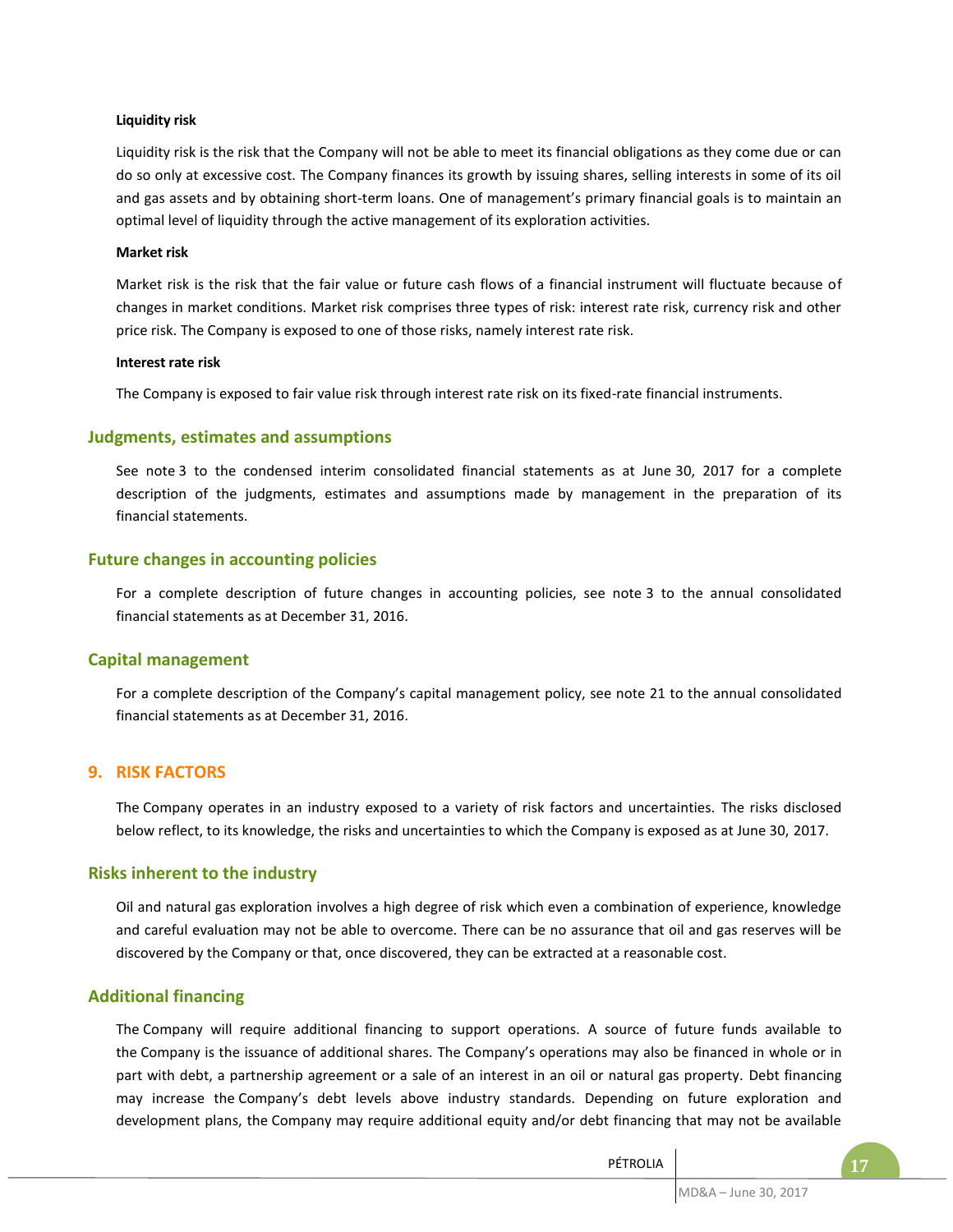#### Liquidity risk

Liquidity risk is the risk that the Company will not be able to meet its financial obligations as they come due or can do so only at excessive cost. The Company finances its growth by issuing shares, selling interests in some of its oil and gas assets and by obtaining short-term loans. One of management's primary financial goals is to maintain an optimal level of liquidity through the active management of its exploration activities.

#### Market risk

Market risk is the risk that the fair value or future cash flows of a financial instrument will fluctuate because of changes in market conditions. Market risk comprises three types of risk: interest rate risk, currency risk and other price risk. The Company is exposed to one of those risks, namely interest rate risk.

#### Interest rate risk

The Company is exposed to fair value risk through interest rate risk on its fixed-rate financial instruments.

### Judgments, estimates and assumptions

See note 3 to the condensed interim consolidated financial statements as at June 30, 2017 for a complete description of the judgments, estimates and assumptions made by management in the preparation of its financial statements.

### Future changes in accounting policies

For a complete description of future changes in accounting policies, see note 3 to the annual consolidated financial statements as at December 31, 2016.

### Capital management

For a complete description of the Company's capital management policy, see note 21 to the annual consolidated financial statements as at December 31, 2016.

## 9. RISK FACTORS

The Company operates in an industry exposed to a variety of risk factors and uncertainties. The risks disclosed below reflect, to its knowledge, the risks and uncertainties to which the Company is exposed as at June 30, 2017.

### Risks inherent to the industry

Oil and natural gas exploration involves a high degree of risk which even a combination of experience, knowledge and careful evaluation may not be able to overcome. There can be no assurance that oil and gas reserves will be discovered by the Company or that, once discovered, they can be extracted at a reasonable cost.

### Additional financing

The Company will require additional financing to support operations. A source of future funds available to the Company is the issuance of additional shares. The Company's operations may also be financed in whole or in part with debt, a partnership agreement or a sale of an interest in an oil or natural gas property. Debt financing may increase the Company's debt levels above industry standards. Depending on future exploration and development plans, the Company may require additional equity and/or debt financing that may not be available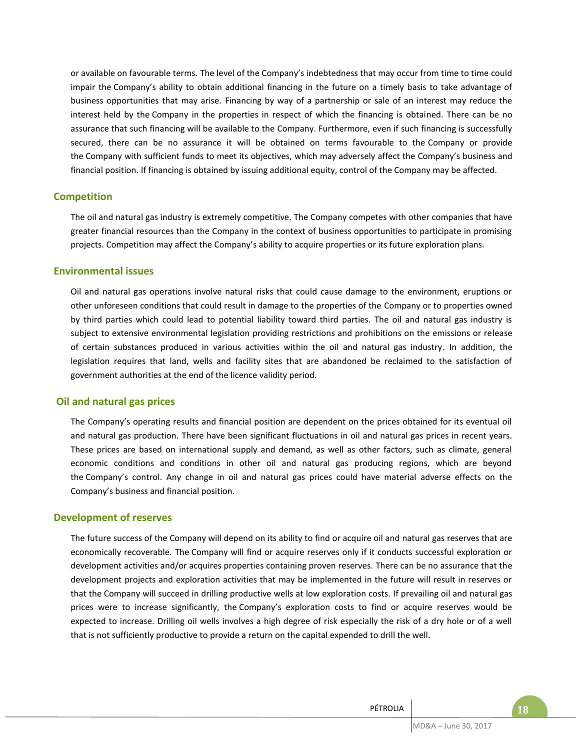or available on favourable terms. The level of the Company's indebtedness that may occur from time to time could impair the Company's ability to obtain additional financing in the future on a timely basis to take advantage of business opportunities that may arise. Financing by way of a partnership or sale of an interest may reduce the interest held by the Company in the properties in respect of which the financing is obtained. There can be no assurance that such financing will be available to the Company. Furthermore, even if such financing is successfully secured, there can be no assurance it will be obtained on terms favourable to the Company or provide the Company with sufficient funds to meet its objectives, which may adversely affect the Company's business and financial position. If financing is obtained by issuing additional equity, control of the Company may be affected.

## Competition

The oil and natural gas industry is extremely competitive. The Company competes with other companies that have greater financial resources than the Company in the context of business opportunities to participate in promising projects. Competition may affect the Company's ability to acquire properties or its future exploration plans.

## Environmental issues

Oil and natural gas operations involve natural risks that could cause damage to the environment, eruptions or other unforeseen conditions that could result in damage to the properties of the Company or to properties owned by third parties which could lead to potential liability toward third parties. The oil and natural gas industry is subject to extensive environmental legislation providing restrictions and prohibitions on the emissions or release of certain substances produced in various activities within the oil and natural gas industry. In addition, the legislation requires that land, wells and facility sites that are abandoned be reclaimed to the satisfaction of government authorities at the end of the licence validity period.

## Oil and natural gas prices

The Company's operating results and financial position are dependent on the prices obtained for its eventual oil and natural gas production. There have been significant fluctuations in oil and natural gas prices in recent years. These prices are based on international supply and demand, as well as other factors, such as climate, general economic conditions and conditions in other oil and natural gas producing regions, which are beyond the Company's control. Any change in oil and natural gas prices could have material adverse effects on the Company's business and financial position.

## Development of reserves

The future success of the Company will depend on its ability to find or acquire oil and natural gas reserves that are economically recoverable. The Company will find or acquire reserves only if it conducts successful exploration or development activities and/or acquires properties containing proven reserves. There can be no assurance that the development projects and exploration activities that may be implemented in the future will result in reserves or that the Company will succeed in drilling productive wells at low exploration costs. If prevailing oil and natural gas prices were to increase significantly, the Company's exploration costs to find or acquire reserves would be expected to increase. Drilling oil wells involves a high degree of risk especially the risk of a dry hole or of a well that is not sufficiently productive to provide a return on the capital expended to drill the well.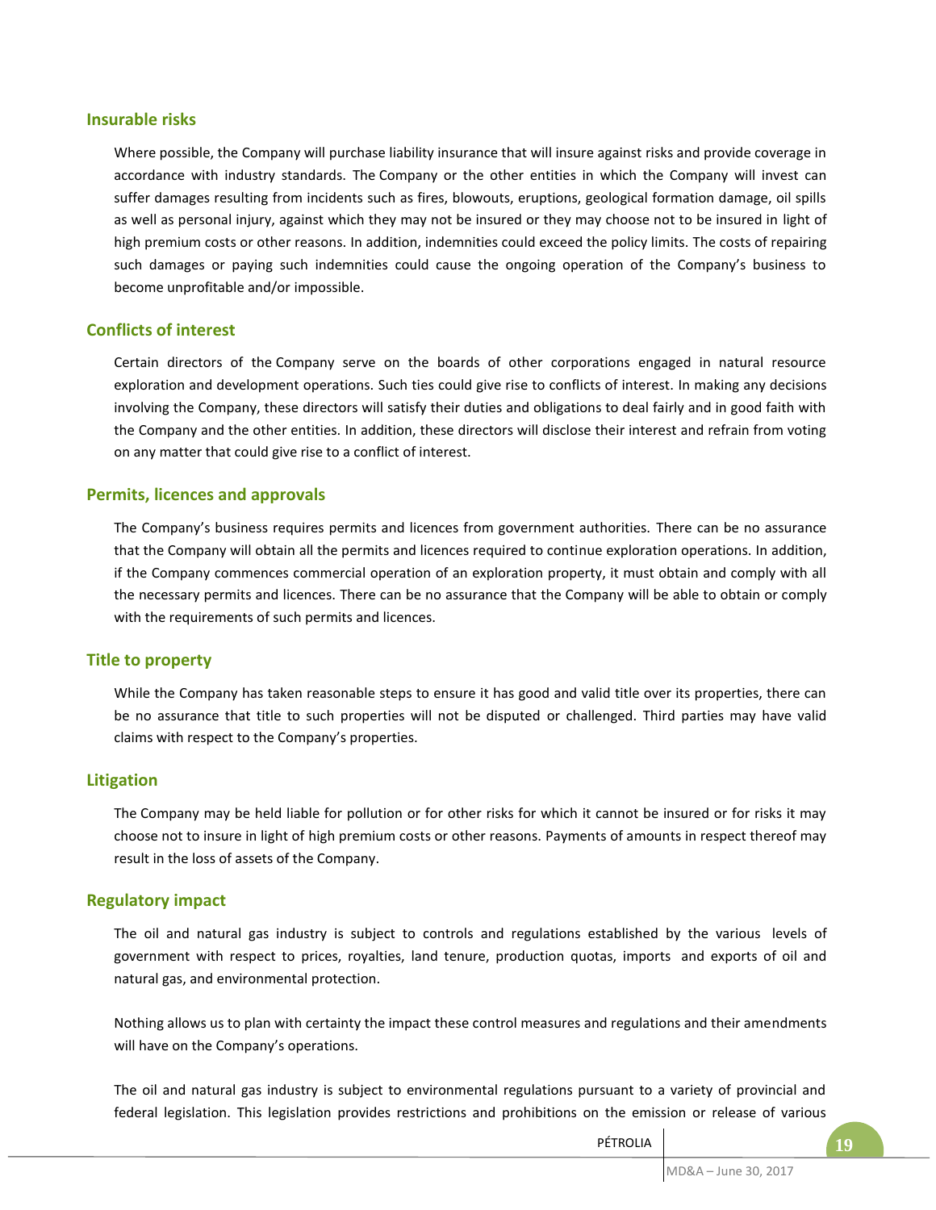### Insurable risks

Where possible, the Company will purchase liability insurance that will insure against risks and provide coverage in accordance with industry standards. The Company or the other entities in which the Company will invest can suffer damages resulting from incidents such as fires, blowouts, eruptions, geological formation damage, oil spills as well as personal injury, against which they may not be insured or they may choose not to be insured in light of high premium costs or other reasons. In addition, indemnities could exceed the policy limits. The costs of repairing such damages or paying such indemnities could cause the ongoing operation of the Company's business to become unprofitable and/or impossible.

### Conflicts of interest

Certain directors of the Company serve on the boards of other corporations engaged in natural resource exploration and development operations. Such ties could give rise to conflicts of interest. In making any decisions involving the Company, these directors will satisfy their duties and obligations to deal fairly and in good faith with the Company and the other entities. In addition, these directors will disclose their interest and refrain from voting on any matter that could give rise to a conflict of interest.

### Permits, licences and approvals

The Company's business requires permits and licences from government authorities. There can be no assurance that the Company will obtain all the permits and licences required to continue exploration operations. In addition, if the Company commences commercial operation of an exploration property, it must obtain and comply with all the necessary permits and licences. There can be no assurance that the Company will be able to obtain or comply with the requirements of such permits and licences.

### Title to property

While the Company has taken reasonable steps to ensure it has good and valid title over its properties, there can be no assurance that title to such properties will not be disputed or challenged. Third parties may have valid claims with respect to the Company's properties.

### Litigation

The Company may be held liable for pollution or for other risks for which it cannot be insured or for risks it may choose not to insure in light of high premium costs or other reasons. Payments of amounts in respect thereof may result in the loss of assets of the Company.

### Regulatory impact

The oil and natural gas industry is subject to controls and regulations established by the various levels of government with respect to prices, royalties, land tenure, production quotas, imports and exports of oil and natural gas, and environmental protection.

Nothing allows us to plan with certainty the impact these control measures and regulations and their amendments will have on the Company's operations.

The oil and natural gas industry is subject to environmental regulations pursuant to a variety of provincial and federal legislation. This legislation provides restrictions and prohibitions on the emission or release of various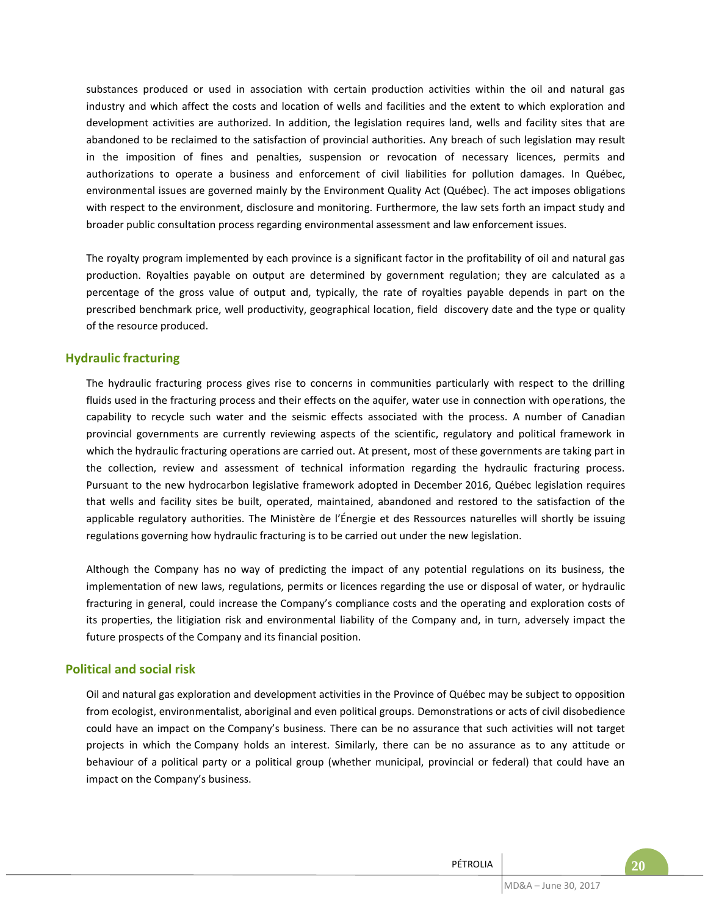substances produced or used in association with certain production activities within the oil and natural gas industry and which affect the costs and location of wells and facilities and the extent to which exploration and development activities are authorized. In addition, the legislation requires land, wells and facility sites that are abandoned to be reclaimed to the satisfaction of provincial authorities. Any breach of such legislation may result in the imposition of fines and penalties, suspension or revocation of necessary licences, permits and authorizations to operate a business and enforcement of civil liabilities for pollution damages. In Québec, environmental issues are governed mainly by the Environment Quality Act (Québec). The act imposes obligations with respect to the environment, disclosure and monitoring. Furthermore, the law sets forth an impact study and broader public consultation process regarding environmental assessment and law enforcement issues.

The royalty program implemented by each province is a significant factor in the profitability of oil and natural gas production. Royalties payable on output are determined by government regulation; they are calculated as a percentage of the gross value of output and, typically, the rate of royalties payable depends in part on the prescribed benchmark price, well productivity, geographical location, field discovery date and the type or quality of the resource produced.

## Hydraulic fracturing

The hydraulic fracturing process gives rise to concerns in communities particularly with respect to the drilling fluids used in the fracturing process and their effects on the aquifer, water use in connection with operations, the capability to recycle such water and the seismic effects associated with the process. A number of Canadian provincial governments are currently reviewing aspects of the scientific, regulatory and political framework in which the hydraulic fracturing operations are carried out. At present, most of these governments are taking part in the collection, review and assessment of technical information regarding the hydraulic fracturing process. Pursuant to the new hydrocarbon legislative framework adopted in December 2016, Québec legislation requires that wells and facility sites be built, operated, maintained, abandoned and restored to the satisfaction of the applicable regulatory authorities. The Ministère de l'Énergie et des Ressources naturelles will shortly be issuing regulations governing how hydraulic fracturing is to be carried out under the new legislation.

Although the Company has no way of predicting the impact of any potential regulations on its business, the implementation of new laws, regulations, permits or licences regarding the use or disposal of water, or hydraulic fracturing in general, could increase the Company's compliance costs and the operating and exploration costs of its properties, the litigation risk and environmental liability of the Company and, in turn, adversely impact the future prospects of the Company and its financial position.

## Political and social risk

Oil and natural gas exploration and development activities in the Province of Québec may be subject to opposition from ecologist, environmentalist, aboriginal and even political groups. Demonstrations or acts of civil disobedience could have an impact on the Company's business. There can be no assurance that such activities will not target projects in which the Company holds an interest. Similarly, there can be no assurance as to any attitude or behaviour of a political party or a political group (whether municipal, provincial or federal) that could have an impact on the Company's business.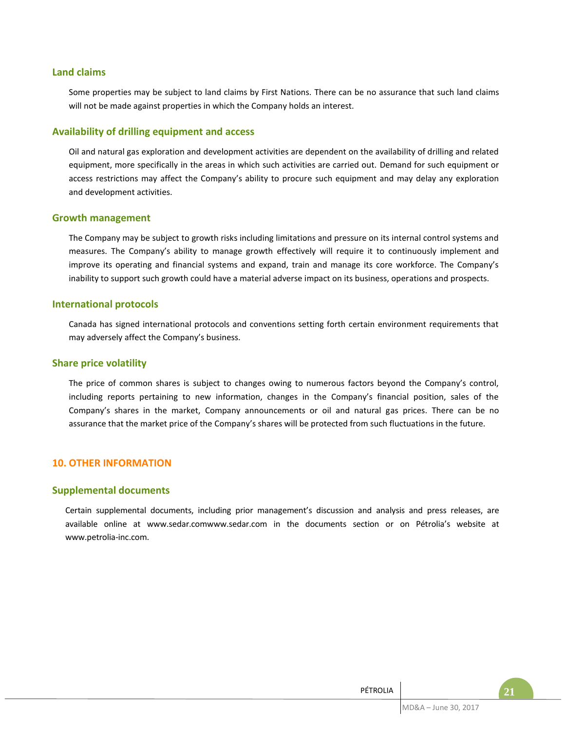### Land claims

Some properties may be subject to land claims by First Nations. There can be no assurance that such land claims will not be made against properties in which the Company holds an interest.

### Availability of drilling equipment and access

Oil and natural gas exploration and development activities are dependent on the availability of drilling and related equipment, more specifically in the areas in which such activities are carried out. Demand for such equipment or access restrictions may affect the Company's ability to procure such equipment and may delay any exploration and development activities.

### Growth management

The Company may be subject to growth risks including limitations and pressure on its internal control systems and measures. The Company's ability to manage growth effectively will require it to continuously implement and improve its operating and financial systems and expand, train and manage its core workforce. The Company's inability to support such growth could have a material adverse impact on its business, operations and prospects.

### International protocols

Canada has signed international protocols and conventions setting forth certain environment requirements that may adversely affect the Company's business.

### Share price volatility

The price of common shares is subject to changes owing to numerous factors beyond the Company's control, including reports pertaining to new information, changes in the Company's financial position, sales of the Company's shares in the market, Company announcements or oil and natural gas prices. There can be no assurance that the market price of the Company's shares will be protected from such fluctuations in the future.

## 10. OTHER INFORMATION

### Supplemental documents

Certain supplemental documents, including prior management's discussion and analysis and press releases, are available online at www.sedar.comwww.sedar.com in the documents section or on Pétrolia's website at www.petrolia-inc.com.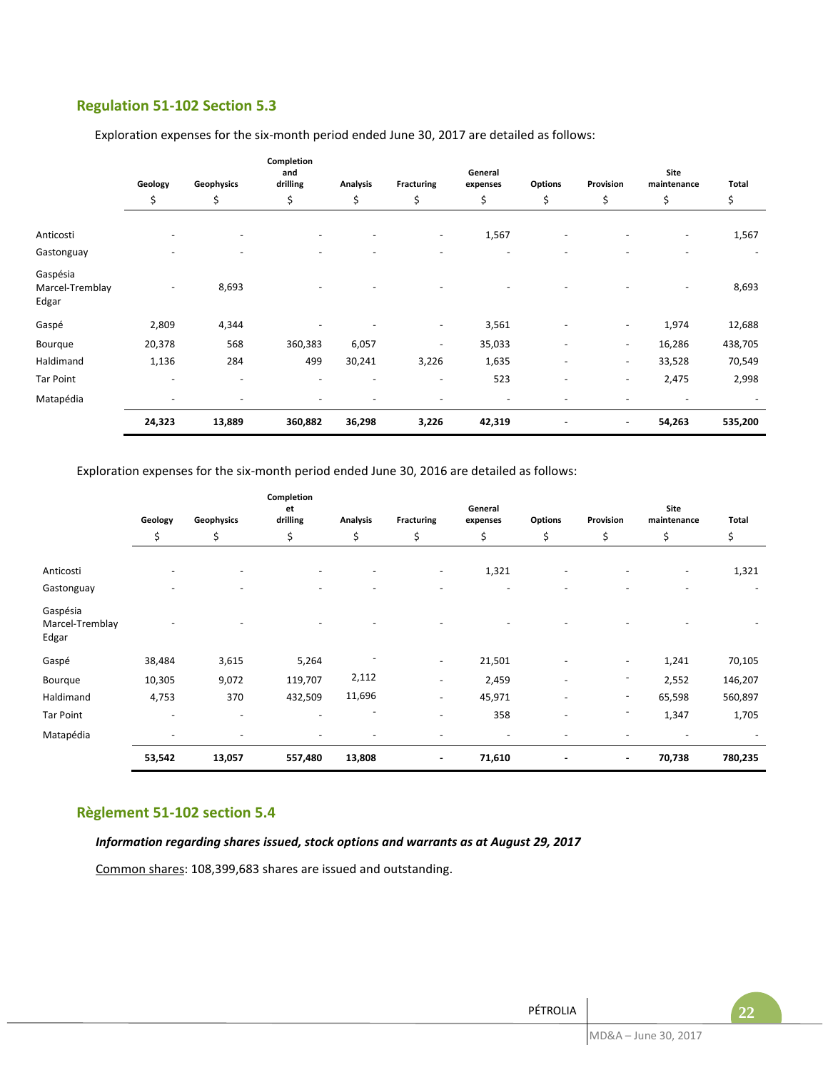## Regulation 51-102 Section 5.3

Exploration expenses for the six-month period ended June 30, 2017 are detailed as follows:

| | Geology | Geophysics | Completion and drilling | Analysis | Fracturing | General expenses | Options | Provision | Site maintenance | Total |
|---|---|---|---|---|---|---|---|---|---|---|
| | $ | $ | $ | $ | $ | $ | $ | $ | $ | $ |
| Anticosti | - | - | - | - | - | 1,567 | - | - | - | 1,567 |
| Gastonguay | - | - | - | - | - | - | - | - | - | - |
| Gaspésia Marcel-Tremblay Edgar | - | 8,693 | - | - | - | - | - | - | - | 8,693 |
| Gaspé | 2,809 | 4,344 | - | - | - | 3,561 | - | - | 1,974 | 12,688 |
| Bourque | 20,378 | 568 | 360,383 | 6,057 | - | 35,033 | - | - | 16,286 | 438,705 |
| Haldimand | 1,136 | 284 | 499 | 30,241 | 3,226 | 1,635 | - | - | 33,528 | 70,549 |
| Tar Point | - | - | - | - | - | 523 | - | - | 2,475 | 2,998 |
| Matapédia | - | - | - | - | - | - | - | - | - | - |
| | **24,323** | **13,889** | **360,882** | **36,298** | **3,226** | **42,319** | - | - | **54,263** | **535,200** |

Exploration expenses for the six-month period ended June 30, 2016 are detailed as follows:

| | Geology | Geophysics | Completion et drilling | Analysis | Fracturing | General expenses | Options | Provision | Site maintenance | Total |
|---|---|---|---|---|---|---|---|---|---|---|
| | $ | $ | $ | $ | $ | $ | $ | $ | $ | $ |
| Anticosti | - | - | - | - | - | 1,321 | - | - | - | 1,321 |
| Gastonguay | - | - | - | - | - | - | - | - | - | - |
| Gaspésia Marcel-Tremblay Edgar | - | - | - | - | - | - | - | - | - | - |
| Gaspé | 38,484 | 3,615 | 5,264 | - | - | 21,501 | - | - | 1,241 | 70,105 |
| Bourque | 10,305 | 9,072 | 119,707 | 2,112 | - | 2,459 | - | - | 2,552 | 146,207 |
| Haldimand | 4,753 | 370 | 432,509 | 11,696 | - | 45,971 | - | - | 65,598 | 560,897 |
| Tar Point | - | - | - | - | - | 358 | - | - | 1,347 | 1,705 |
| Matapédia | - | - | - | - | - | - | - | - | - | - |
| | **53,542** | **13,057** | **557,480** | **13,808** | **-** | **71,610** | **-** | **-** | **70,738** | **780,235** |

## Règlement 51-102 section 5.4

***Information regarding shares issued, stock options and warrants as at August 29, 2017***

Common shares: 108,399,683 shares are issued and outstanding.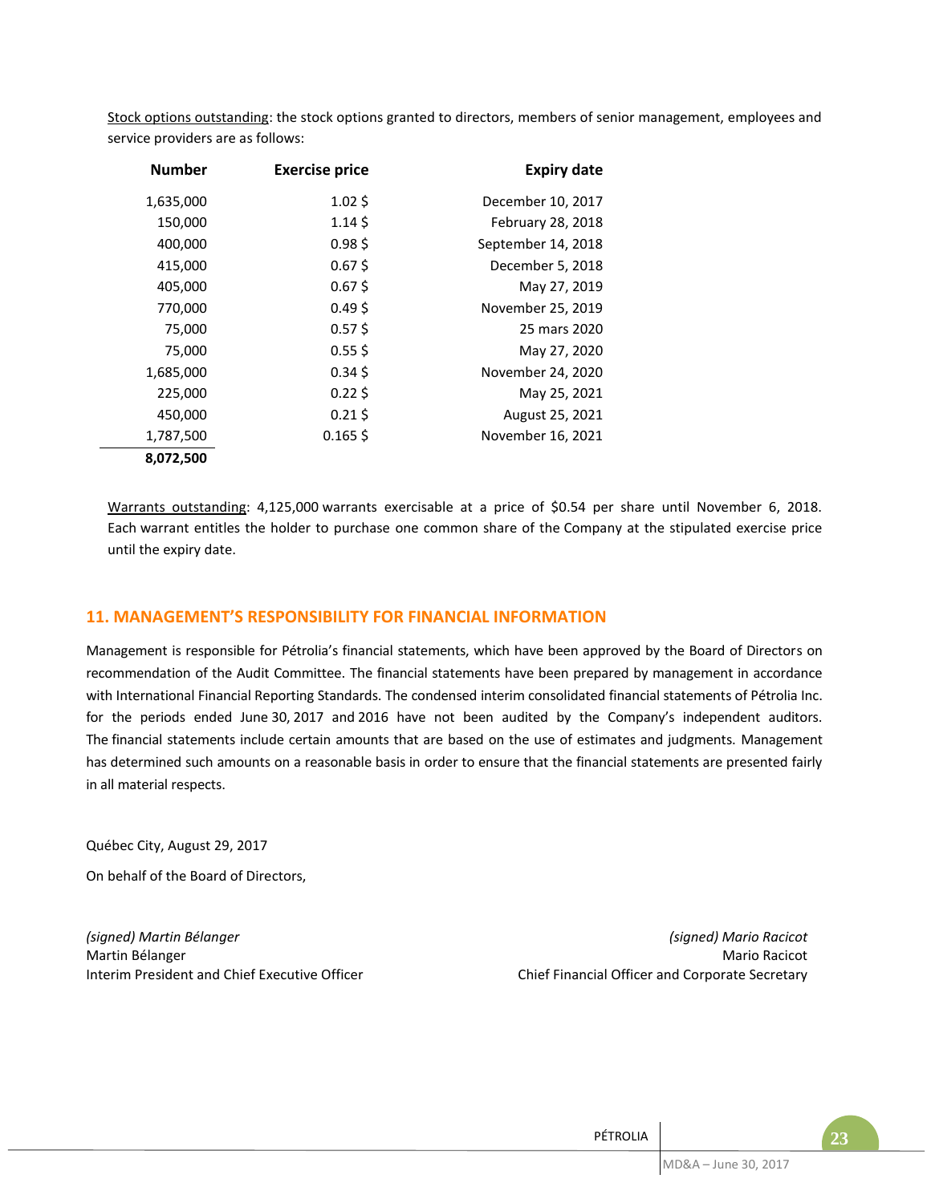Stock options outstanding: the stock options granted to directors, members of senior management, employees and service providers are as follows:

| Number | Exercise price | Expiry date |
|---|---|---|
| 1,635,000 | 1.02 $ | December 10, 2017 |
| 150,000 | 1.14 $ | February 28, 2018 |
| 400,000 | 0.98 $ | September 14, 2018 |
| 415,000 | 0.67 $ | December 5, 2018 |
| 405,000 | 0.67 $ | May 27, 2019 |
| 770,000 | 0.49 $ | November 25, 2019 |
| 75,000 | 0.57 $ | 25 mars 2020 |
| 75,000 | 0.55 $ | May 27, 2020 |
| 1,685,000 | 0.34 $ | November 24, 2020 |
| 225,000 | 0.22 $ | May 25, 2021 |
| 450,000 | 0.21 $ | August 25, 2021 |
| 1,787,500 | 0.165 $ | November 16, 2021 |
| **8,072,500** | | |

Warrants outstanding: 4,125,000 warrants exercisable at a price of $0.54 per share until November 6, 2018. Each warrant entitles the holder to purchase one common share of the Company at the stipulated exercise price until the expiry date.

## 11. MANAGEMENT'S RESPONSIBILITY FOR FINANCIAL INFORMATION

Management is responsible for Pétrolia's financial statements, which have been approved by the Board of Directors on recommendation of the Audit Committee. The financial statements have been prepared by management in accordance with International Financial Reporting Standards. The condensed interim consolidated financial statements of Pétrolia Inc. for the periods ended June 30, 2017 and 2016 have not been audited by the Company's independent auditors. The financial statements include certain amounts that are based on the use of estimates and judgments. Management has determined such amounts on a reasonable basis in order to ensure that the financial statements are presented fairly in all material respects.

Québec City, August 29, 2017

On behalf of the Board of Directors,

*(signed) Martin Bélanger*
Martin Bélanger
Interim President and Chief Executive Officer

*(signed) Mario Racicot*
Mario Racicot
Chief Financial Officer and Corporate Secretary